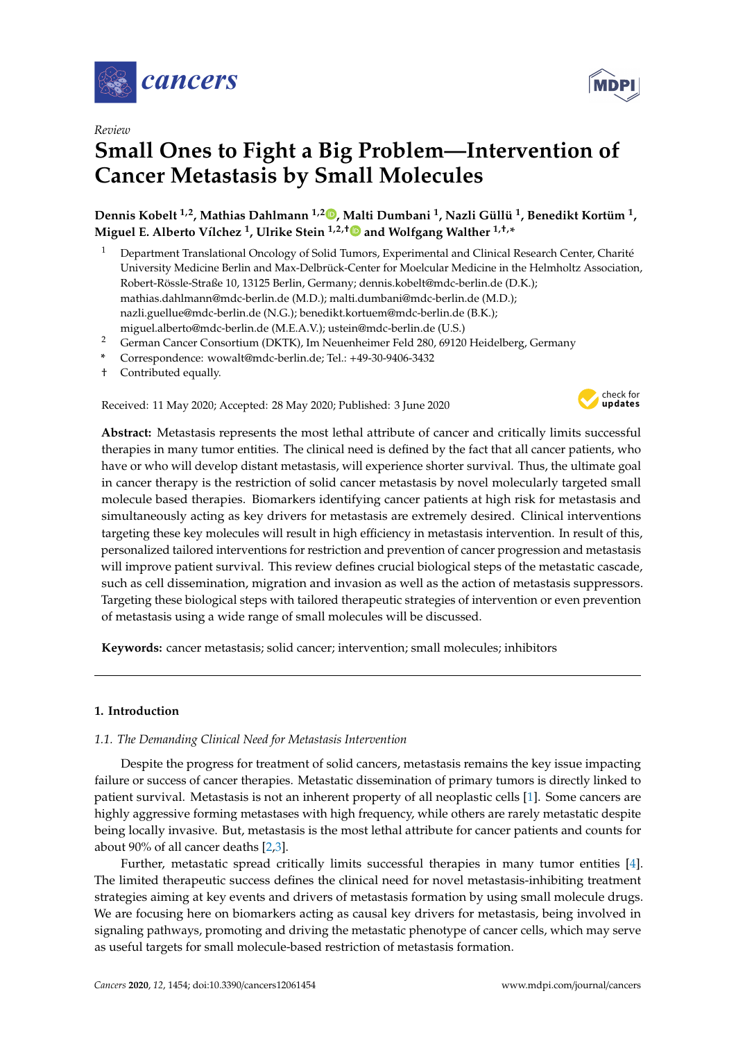*Review*

# Small Ones to Fight a Big Problem—Intervention of Cancer Metastasis by Small Molecules

**Dennis Kobelt [1,2], Mathias Dahlmann [1,2], Malti Dumbani [1], Nazli Güllü [1], Benedikt Kortüm [1], Miguel E. Alberto Vílchez [1], Ulrike Stein [1,2,†] and Wolfgang Walther [1,†,*]**

1. Department Translational Oncology of Solid Tumors, Experimental and Clinical Research Center, Charité University Medicine Berlin and Max-Delbrück-Center for Moelcular Medicine in the Helmholtz Association, Robert-Rössle-Straße 10, 13125 Berlin, Germany; dennis.kobelt@mdc-berlin.de (D.K.); mathias.dahlmann@mdc-berlin.de (M.D.); malti.dumbani@mdc-berlin.de (M.D.); nazli.guellue@mdc-berlin.de (N.G.); benedikt.kortuem@mdc-berlin.de (B.K.); miguel.alberto@mdc-berlin.de (M.E.A.V.); ustein@mdc-berlin.de (U.S.)
2. German Cancer Consortium (DKTK), Im Neuenheimer Feld 280, 69120 Heidelberg, Germany

\* Correspondence: wowalt@mdc-berlin.de; Tel.: +49-30-9406-3432

† Contributed equally.

Received: 11 May 2020; Accepted: 28 May 2020; Published: 3 June 2020

**Abstract:** Metastasis represents the most lethal attribute of cancer and critically limits successful therapies in many tumor entities. The clinical need is defined by the fact that all cancer patients, who have or who will develop distant metastasis, will experience shorter survival. Thus, the ultimate goal in cancer therapy is the restriction of solid cancer metastasis by novel molecularly targeted small molecule based therapies. Biomarkers identifying cancer patients at high risk for metastasis and simultaneously acting as key drivers for metastasis are extremely desired. Clinical interventions targeting these key molecules will result in high efficiency in metastasis intervention. In result of this, personalized tailored interventions for restriction and prevention of cancer progression and metastasis will improve patient survival. This review defines crucial biological steps of the metastatic cascade, such as cell dissemination, migration and invasion as well as the action of metastasis suppressors. Targeting these biological steps with tailored therapeutic strategies of intervention or even prevention of metastasis using a wide range of small molecules will be discussed.

**Keywords:** cancer metastasis; solid cancer; intervention; small molecules; inhibitors

## 1. Introduction

### 1.1. The Demanding Clinical Need for Metastasis Intervention

Despite the progress for treatment of solid cancers, metastasis remains the key issue impacting failure or success of cancer therapies. Metastatic dissemination of primary tumors is directly linked to patient survival. Metastasis is not an inherent property of all neoplastic cells [1]. Some cancers are highly aggressive forming metastases with high frequency, while others are rarely metastatic despite being locally invasive. But, metastasis is the most lethal attribute for cancer patients and counts for about 90% of all cancer deaths [2,3].

Further, metastatic spread critically limits successful therapies in many tumor entities [4]. The limited therapeutic success defines the clinical need for novel metastasis-inhibiting treatment strategies aiming at key events and drivers of metastasis formation by using small molecule drugs. We are focusing here on biomarkers acting as causal key drivers for metastasis, being involved in signaling pathways, promoting and driving the metastatic phenotype of cancer cells, which may serve as useful targets for small molecule-based restriction of metastasis formation.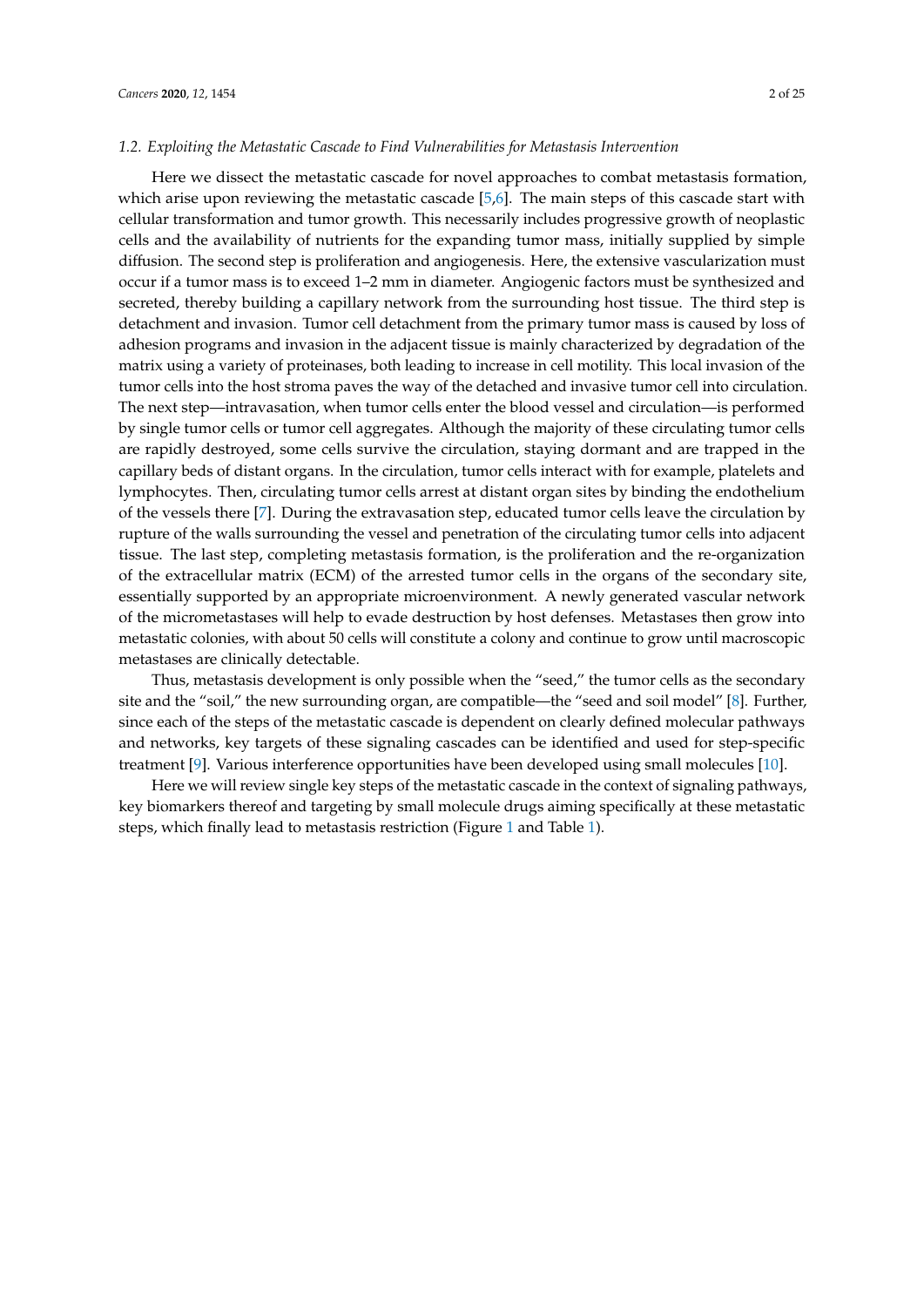### 1.2. Exploiting the Metastatic Cascade to Find Vulnerabilities for Metastasis Intervention

Here we dissect the metastatic cascade for novel approaches to combat metastasis formation, which arise upon reviewing the metastatic cascade [5,6]. The main steps of this cascade start with cellular transformation and tumor growth. This necessarily includes progressive growth of neoplastic cells and the availability of nutrients for the expanding tumor mass, initially supplied by simple diffusion. The second step is proliferation and angiogenesis. Here, the extensive vascularization must occur if a tumor mass is to exceed 1–2 mm in diameter. Angiogenic factors must be synthesized and secreted, thereby building a capillary network from the surrounding host tissue. The third step is detachment and invasion. Tumor cell detachment from the primary tumor mass is caused by loss of adhesion programs and invasion in the adjacent tissue is mainly characterized by degradation of the matrix using a variety of proteinases, both leading to increase in cell motility. This local invasion of the tumor cells into the host stroma paves the way of the detached and invasive tumor cell into circulation. The next step—intravasation, when tumor cells enter the blood vessel and circulation—is performed by single tumor cells or tumor cell aggregates. Although the majority of these circulating tumor cells are rapidly destroyed, some cells survive the circulation, staying dormant and are trapped in the capillary beds of distant organs. In the circulation, tumor cells interact with for example, platelets and lymphocytes. Then, circulating tumor cells arrest at distant organ sites by binding the endothelium of the vessels there [7]. During the extravasation step, educated tumor cells leave the circulation by rupture of the walls surrounding the vessel and penetration of the circulating tumor cells into adjacent tissue. The last step, completing metastasis formation, is the proliferation and the re-organization of the extracellular matrix (ECM) of the arrested tumor cells in the organs of the secondary site, essentially supported by an appropriate microenvironment. A newly generated vascular network of the micrometastases will help to evade destruction by host defenses. Metastases then grow into metastatic colonies, with about 50 cells will constitute a colony and continue to grow until macroscopic metastases are clinically detectable.

Thus, metastasis development is only possible when the "seed," the tumor cells as the secondary site and the "soil," the new surrounding organ, are compatible—the "seed and soil model" [8]. Further, since each of the steps of the metastatic cascade is dependent on clearly defined molecular pathways and networks, key targets of these signaling cascades can be identified and used for step-specific treatment [9]. Various interference opportunities have been developed using small molecules [10].

Here we will review single key steps of the metastatic cascade in the context of signaling pathways, key biomarkers thereof and targeting by small molecule drugs aiming specifically at these metastatic steps, which finally lead to metastasis restriction (Figure 1 and Table 1).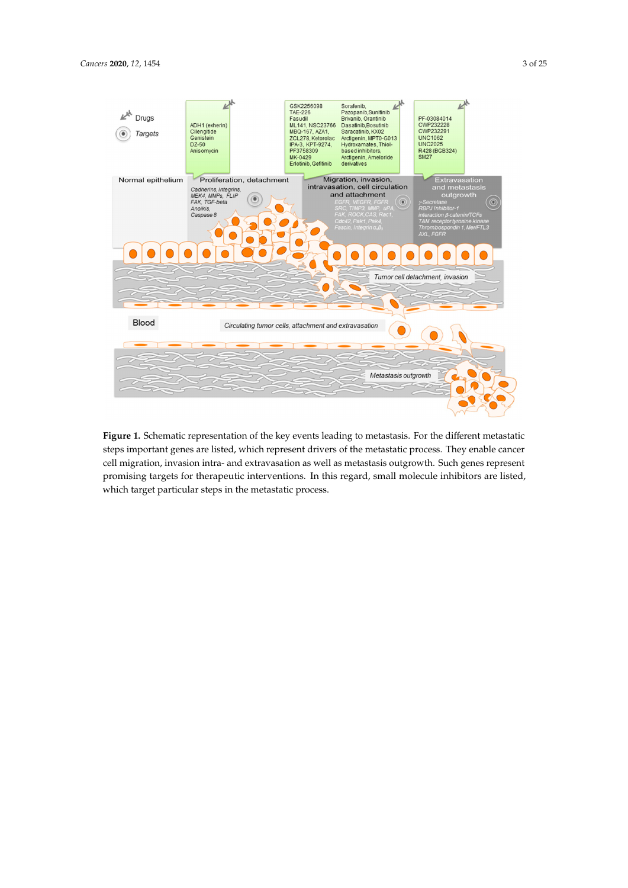Drugs

Targets

ADH1 (exherin)
Cilengitide
Genistein
DZ-50
Anisomycin

GSK2256098
TAE-226
Fasudil
ML141, NSC23766
MBQ-167, AZA1,
ZCL278, Ketorolac
IPA-3, KPT-9274,
PF3758309
MK-0429
Erlotinib, Gefitinib

Sorafenib,
Pazopanib,Sunitinib
Brivanib, Orantinib
Dasatinib,Bosutinib
Saracatinib, KX02
Arctigenin, MPT0-G013
Hydroxamates, Thiol-based inhibitors,
Arctigenin, Ameloride derivatives

PF-03084014
CWP232228
CWP232291
UNC1062
UNC2025
R428 (BGB324)
SM27

Normal epithelium

Proliferation, detachment

Cadherins, Integrins,
MEK4, MMPs, FLIP
FAK, TGF-beta
Anoikis,
Caspase 8

Migration, invasion, intravasation, cell circulation and attachment

EGFR, VEGFR, FGFR
SRC, TIMP3, MMP, uPA,
FAK, ROCK,CAS, Rac1,
Cdc42, Pak1, Pak4,
Fascin, Integrin $\alpha_v\beta_3$

Extravasation and metastasis outgrowth

$\gamma$-Secretase
RBPJ Inhibitor-1
interaction $\beta$-catenin/TCFs
TAM receptor tyrosine kinase
Thrombospondin 1, Mer/FLT3
AXL, FGFR

Tumor cell detachment, invasion

Blood

Circulating tumor cells, attachment and extravasation

Metastasis outgrowth

**Figure 1.** Schematic representation of the key events leading to metastasis. For the different metastatic steps important genes are listed, which represent drivers of the metastatic process. They enable cancer cell migration, invasion intra- and extravasation as well as metastasis outgrowth. Such genes represent promising targets for therapeutic interventions. In this regard, small molecule inhibitors are listed, which target particular steps in the metastatic process.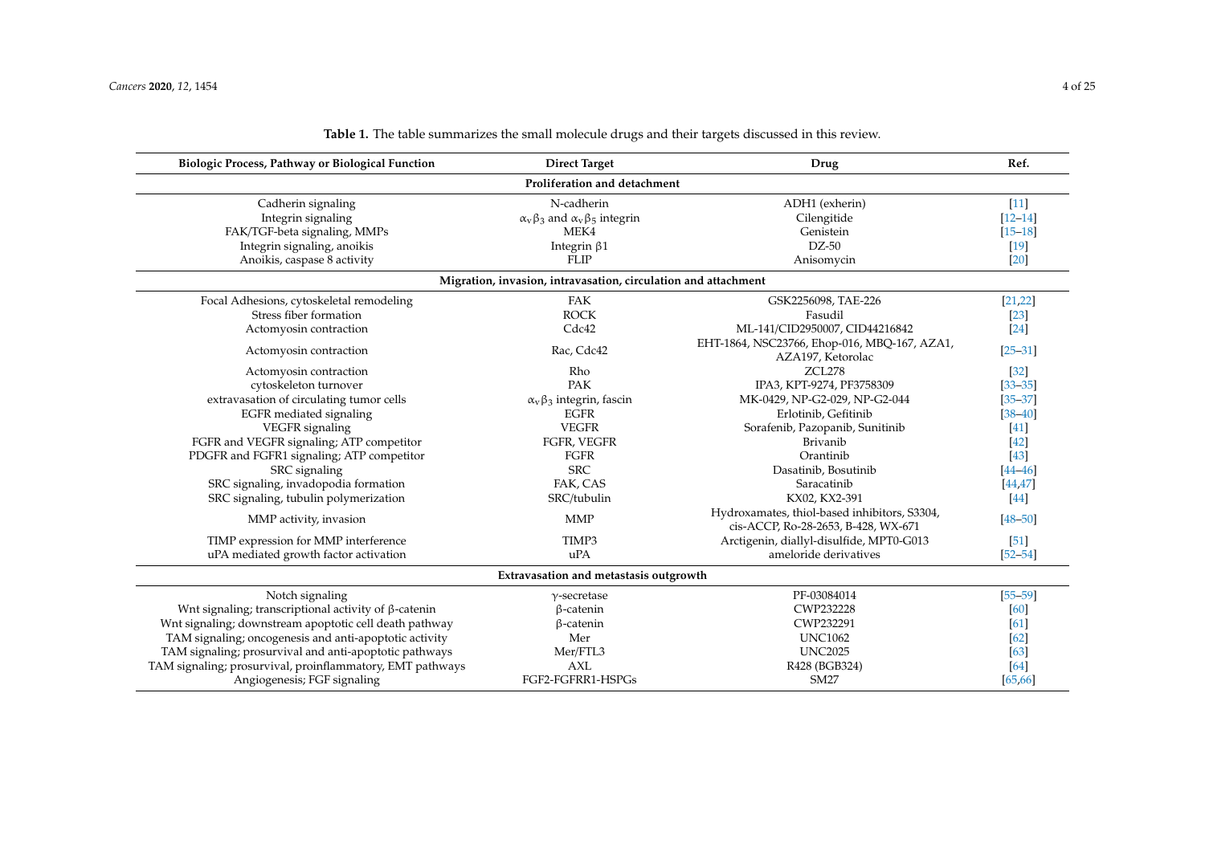**Table 1.** The table summarizes the small molecule drugs and their targets discussed in this review.

| Biologic Process, Pathway or Biological Function | Direct Target | Drug | Ref. |
|---|---|---|---|
| **Proliferation and detachment** | | | |
| Cadherin signaling | N-cadherin | ADH1 (exherin) | [11] |
| Integrin signaling | $\alpha_v\beta_3$ and $\alpha_v\beta_5$ integrin | Cilengitide | [12–14] |
| FAK/TGF-beta signaling, MMPs | MEK4 | Genistein | [15–18] |
| Integrin signaling, anoikis | Integrin $\beta$1 | DZ-50 | [19] |
| Anoikis, caspase 8 activity | FLIP | Anisomycin | [20] |
| **Migration, invasion, intravasation, circulation and attachment** | | | |
| Focal Adhesions, cytoskeletal remodeling | FAK | GSK2256098, TAE-226 | [21,22] |
| Stress fiber formation | ROCK | Fasudil | [23] |
| Actomyosin contraction | Cdc42 | ML-141/CID2950007, CID44216842 | [24] |
| Actomyosin contraction | Rac, Cdc42 | EHT-1864, NSC23766, Ehop-016, MBQ-167, AZA1, AZA197, Ketorolac | [25–31] |
| Actomyosin contraction | Rho | ZCL278 | [32] |
| cytoskeleton turnover | PAK | IPA3, KPT-9274, PF3758309 | [33–35] |
| extravasation of circulating tumor cells | $\alpha_v\beta_3$ integrin, fascin | MK-0429, NP-G2-029, NP-G2-044 | [35–37] |
| EGFR mediated signaling | EGFR | Erlotinib, Gefitinib | [38–40] |
| VEGFR signaling | VEGFR | Sorafenib, Pazopanib, Sunitinib | [41] |
| FGFR and VEGFR signaling; ATP competitor | FGFR, VEGFR | Brivanib | [42] |
| PDGFR and FGFR1 signaling; ATP competitor | FGFR | Orantinib | [43] |
| SRC signaling | SRC | Dasatinib, Bosutinib | [44–46] |
| SRC signaling, invadopodia formation | FAK, CAS | Saracatinib | [44,47] |
| SRC signaling, tubulin polymerization | SRC/tubulin | KX02, KX2-391 | [44] |
| MMP activity, invasion | MMP | Hydroxamates, thiol-based inhibitors, S3304, cis-ACCP, Ro-28-2653, B-428, WX-671 | [48–50] |
| TIMP expression for MMP interference | TIMP3 | Arctigenin, diallyl-disulfide, MPT0-G013 | [51] |
| uPA mediated growth factor activation | uPA | ameloride derivatives | [52–54] |
| **Extravasation and metastasis outgrowth** | | | |
| Notch signaling | $\gamma$-secretase | PF-03084014 | [55–59] |
| Wnt signaling; transcriptional activity of $\beta$-catenin | $\beta$-catenin | CWP232228 | [60] |
| Wnt signaling; downstream apoptotic cell death pathway | $\beta$-catenin | CWP232291 | [61] |
| TAM signaling; oncogenesis and anti-apoptotic activity | Mer | UNC1062 | [62] |
| TAM signaling; prosurvival and anti-apoptotic pathways | Mer/FTL3 | UNC2025 | [63] |
| TAM signaling; prosurvival, proinflammatory, EMT pathways | AXL | R428 (BGB324) | [64] |
| Angiogenesis; FGF signaling | FGF2-FGFRR1-HSPGs | SM27 | [65,66] |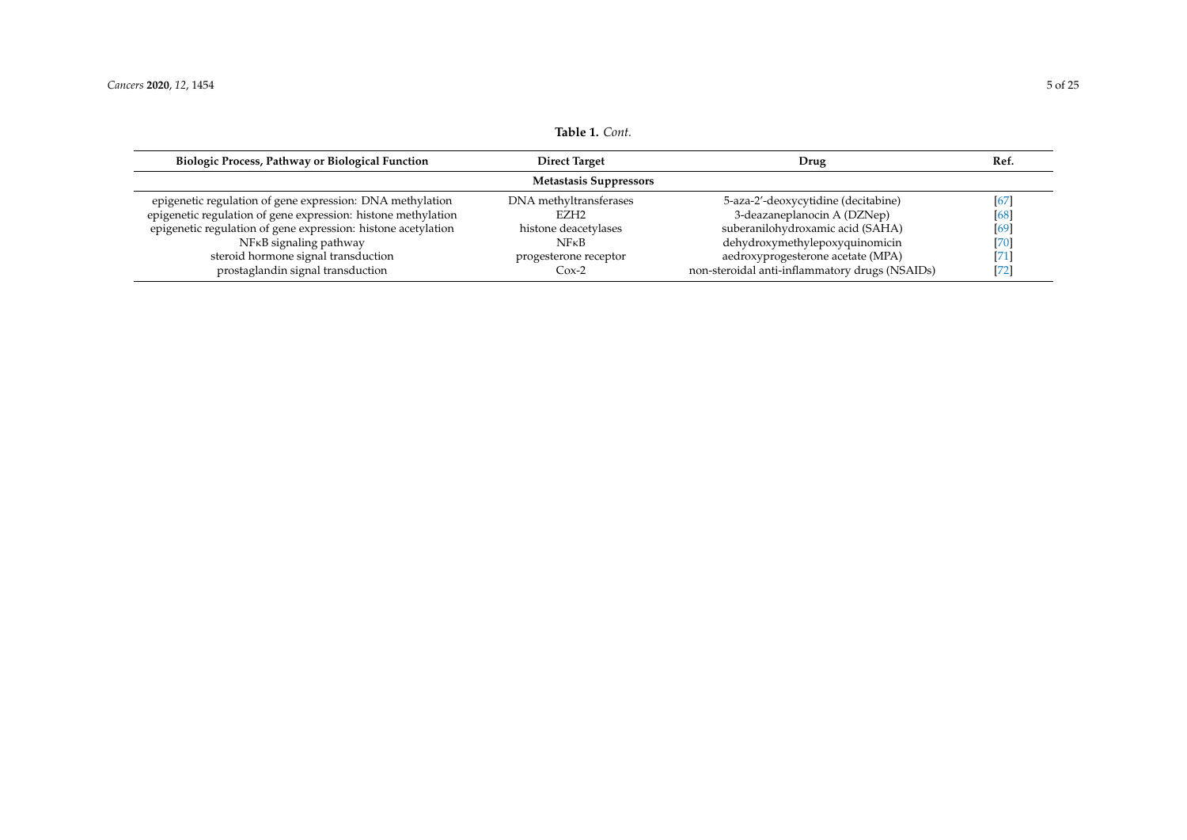**Table 1.** *Cont.*

| Biologic Process, Pathway or Biological Function | Direct Target | Drug | Ref. |
|---|---|---|---|
| **Metastasis Suppressors** | | | |
| epigenetic regulation of gene expression: DNA methylation | DNA methyltransferases | 5-aza-2′-deoxycytidine (decitabine) | [67] |
| epigenetic regulation of gene expression: histone methylation | EZH2 | 3-deazaneplanocin A (DZNep) | [68] |
| epigenetic regulation of gene expression: histone acetylation | histone deacetylases | suberanilohydroxamic acid (SAHA) | [69] |
| NFκB signaling pathway | NFκB | dehydroxymethylepoxyquinomicin | [70] |
| steroid hormone signal transduction | progesterone receptor | aedroxyprogesterone acetate (MPA) | [71] |
| prostaglandin signal transduction | Cox-2 | non-steroidal anti-inflammatory drugs (NSAIDs) | [72] |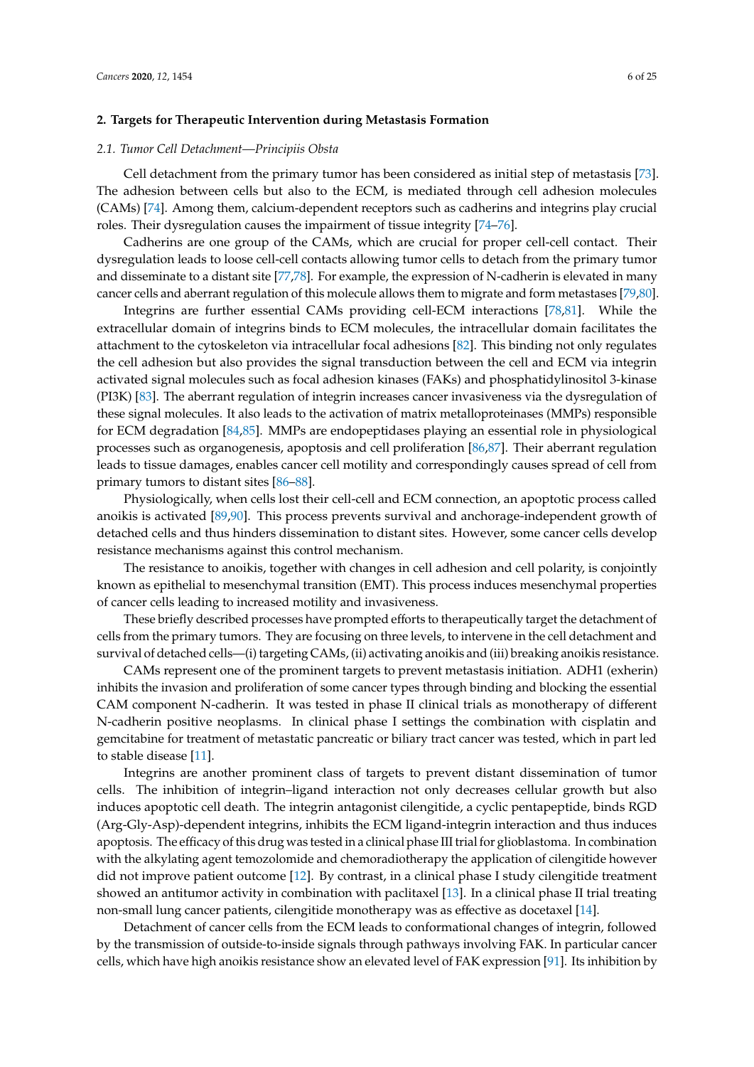## 2. Targets for Therapeutic Intervention during Metastasis Formation

### 2.1. Tumor Cell Detachment—*Principiis Obsta*

Cell detachment from the primary tumor has been considered as initial step of metastasis [73]. The adhesion between cells but also to the ECM, is mediated through cell adhesion molecules (CAMs) [74]. Among them, calcium-dependent receptors such as cadherins and integrins play crucial roles. Their dysregulation causes the impairment of tissue integrity [74–76].

Cadherins are one group of the CAMs, which are crucial for proper cell-cell contact. Their dysregulation leads to loose cell-cell contacts allowing tumor cells to detach from the primary tumor and disseminate to a distant site [77,78]. For example, the expression of N-cadherin is elevated in many cancer cells and aberrant regulation of this molecule allows them to migrate and form metastases [79,80].

Integrins are further essential CAMs providing cell-ECM interactions [78,81]. While the extracellular domain of integrins binds to ECM molecules, the intracellular domain facilitates the attachment to the cytoskeleton via intracellular focal adhesions [82]. This binding not only regulates the cell adhesion but also provides the signal transduction between the cell and ECM via integrin activated signal molecules such as focal adhesion kinases (FAKs) and phosphatidylinositol 3-kinase (PI3K) [83]. The aberrant regulation of integrin increases cancer invasiveness via the dysregulation of these signal molecules. It also leads to the activation of matrix metalloproteinases (MMPs) responsible for ECM degradation [84,85]. MMPs are endopeptidases playing an essential role in physiological processes such as organogenesis, apoptosis and cell proliferation [86,87]. Their aberrant regulation leads to tissue damages, enables cancer cell motility and correspondingly causes spread of cell from primary tumors to distant sites [86–88].

Physiologically, when cells lost their cell-cell and ECM connection, an apoptotic process called anoikis is activated [89,90]. This process prevents survival and anchorage-independent growth of detached cells and thus hinders dissemination to distant sites. However, some cancer cells develop resistance mechanisms against this control mechanism.

The resistance to anoikis, together with changes in cell adhesion and cell polarity, is conjointly known as epithelial to mesenchymal transition (EMT). This process induces mesenchymal properties of cancer cells leading to increased motility and invasiveness.

These briefly described processes have prompted efforts to therapeutically target the detachment of cells from the primary tumors. They are focusing on three levels, to intervene in the cell detachment and survival of detached cells—(i) targeting CAMs, (ii) activating anoikis and (iii) breaking anoikis resistance.

CAMs represent one of the prominent targets to prevent metastasis initiation. ADH1 (exherin) inhibits the invasion and proliferation of some cancer types through binding and blocking the essential CAM component N-cadherin. It was tested in phase II clinical trials as monotherapy of different N-cadherin positive neoplasms. In clinical phase I settings the combination with cisplatin and gemcitabine for treatment of metastatic pancreatic or biliary tract cancer was tested, which in part led to stable disease [11].

Integrins are another prominent class of targets to prevent distant dissemination of tumor cells. The inhibition of integrin–ligand interaction not only decreases cellular growth but also induces apoptotic cell death. The integrin antagonist cilengitide, a cyclic pentapeptide, binds RGD (Arg-Gly-Asp)-dependent integrins, inhibits the ECM ligand-integrin interaction and thus induces apoptosis. The efficacy of this drug was tested in a clinical phase III trial for glioblastoma. In combination with the alkylating agent temozolomide and chemoradiotherapy the application of cilengitide however did not improve patient outcome [12]. By contrast, in a clinical phase I study cilengitide treatment showed an antitumor activity in combination with paclitaxel [13]. In a clinical phase II trial treating non-small lung cancer patients, cilengitide monotherapy was as effective as docetaxel [14].

Detachment of cancer cells from the ECM leads to conformational changes of integrin, followed by the transmission of outside-to-inside signals through pathways involving FAK. In particular cancer cells, which have high anoikis resistance show an elevated level of FAK expression [91]. Its inhibition by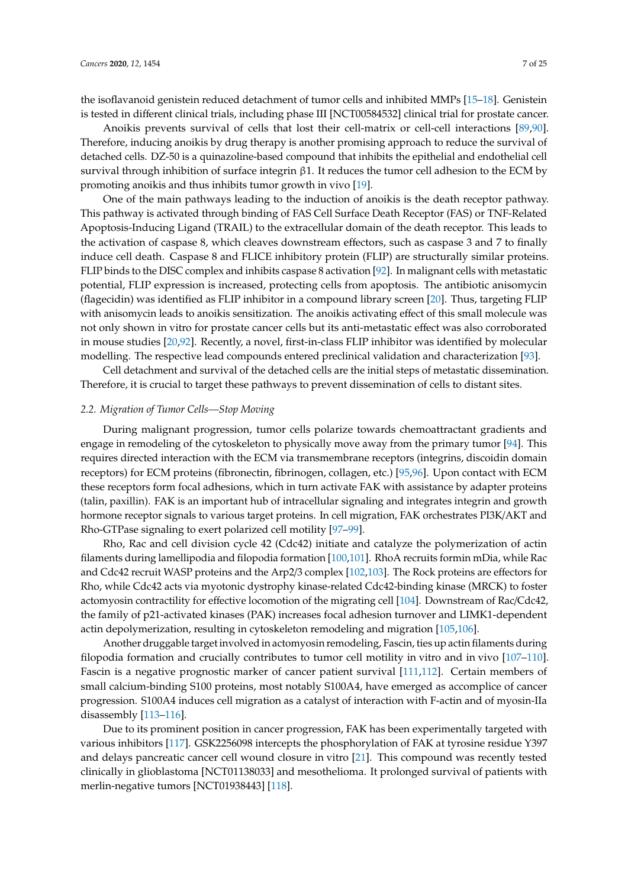the isoflavanoid genistein reduced detachment of tumor cells and inhibited MMPs [15–18]. Genistein is tested in different clinical trials, including phase III [NCT00584532] clinical trial for prostate cancer.

Anoikis prevents survival of cells that lost their cell-matrix or cell-cell interactions [89,90]. Therefore, inducing anoikis by drug therapy is another promising approach to reduce the survival of detached cells. DZ-50 is a quinazoline-based compound that inhibits the epithelial and endothelial cell survival through inhibition of surface integrin β1. It reduces the tumor cell adhesion to the ECM by promoting anoikis and thus inhibits tumor growth in vivo [19].

One of the main pathways leading to the induction of anoikis is the death receptor pathway. This pathway is activated through binding of FAS Cell Surface Death Receptor (FAS) or TNF-Related Apoptosis-Inducing Ligand (TRAIL) to the extracellular domain of the death receptor. This leads to the activation of caspase 8, which cleaves downstream effectors, such as caspase 3 and 7 to finally induce cell death. Caspase 8 and FLICE inhibitory protein (FLIP) are structurally similar proteins. FLIP binds to the DISC complex and inhibits caspase 8 activation [92]. In malignant cells with metastatic potential, FLIP expression is increased, protecting cells from apoptosis. The antibiotic anisomycin (flagecidin) was identified as FLIP inhibitor in a compound library screen [20]. Thus, targeting FLIP with anisomycin leads to anoikis sensitization. The anoikis activating effect of this small molecule was not only shown in vitro for prostate cancer cells but its anti-metastatic effect was also corroborated in mouse studies [20,92]. Recently, a novel, first-in-class FLIP inhibitor was identified by molecular modelling. The respective lead compounds entered preclinical validation and characterization [93].

Cell detachment and survival of the detached cells are the initial steps of metastatic dissemination. Therefore, it is crucial to target these pathways to prevent dissemination of cells to distant sites.

### 2.2. Migration of Tumor Cells—Stop Moving

During malignant progression, tumor cells polarize towards chemoattractant gradients and engage in remodeling of the cytoskeleton to physically move away from the primary tumor [94]. This requires directed interaction with the ECM via transmembrane receptors (integrins, discoidin domain receptors) for ECM proteins (fibronectin, fibrinogen, collagen, etc.) [95,96]. Upon contact with ECM these receptors form focal adhesions, which in turn activate FAK with assistance by adapter proteins (talin, paxillin). FAK is an important hub of intracellular signaling and integrates integrin and growth hormone receptor signals to various target proteins. In cell migration, FAK orchestrates PI3K/AKT and Rho-GTPase signaling to exert polarized cell motility [97–99].

Rho, Rac and cell division cycle 42 (Cdc42) initiate and catalyze the polymerization of actin filaments during lamellipodia and filopodia formation [100,101]. RhoA recruits formin mDia, while Rac and Cdc42 recruit WASP proteins and the Arp2/3 complex [102,103]. The Rock proteins are effectors for Rho, while Cdc42 acts via myotonic dystrophy kinase-related Cdc42-binding kinase (MRCK) to foster actomyosin contractility for effective locomotion of the migrating cell [104]. Downstream of Rac/Cdc42, the family of p21-activated kinases (PAK) increases focal adhesion turnover and LIMK1-dependent actin depolymerization, resulting in cytoskeleton remodeling and migration [105,106].

Another druggable target involved in actomyosin remodeling, Fascin, ties up actin filaments during filopodia formation and crucially contributes to tumor cell motility in vitro and in vivo [107–110]. Fascin is a negative prognostic marker of cancer patient survival [111,112]. Certain members of small calcium-binding S100 proteins, most notably S100A4, have emerged as accomplice of cancer progression. S100A4 induces cell migration as a catalyst of interaction with F-actin and of myosin-IIa disassembly [113–116].

Due to its prominent position in cancer progression, FAK has been experimentally targeted with various inhibitors [117]. GSK2256098 intercepts the phosphorylation of FAK at tyrosine residue Y397 and delays pancreatic cancer cell wound closure in vitro [21]. This compound was recently tested clinically in glioblastoma [NCT01138033] and mesothelioma. It prolonged survival of patients with merlin-negative tumors [NCT01938443] [118].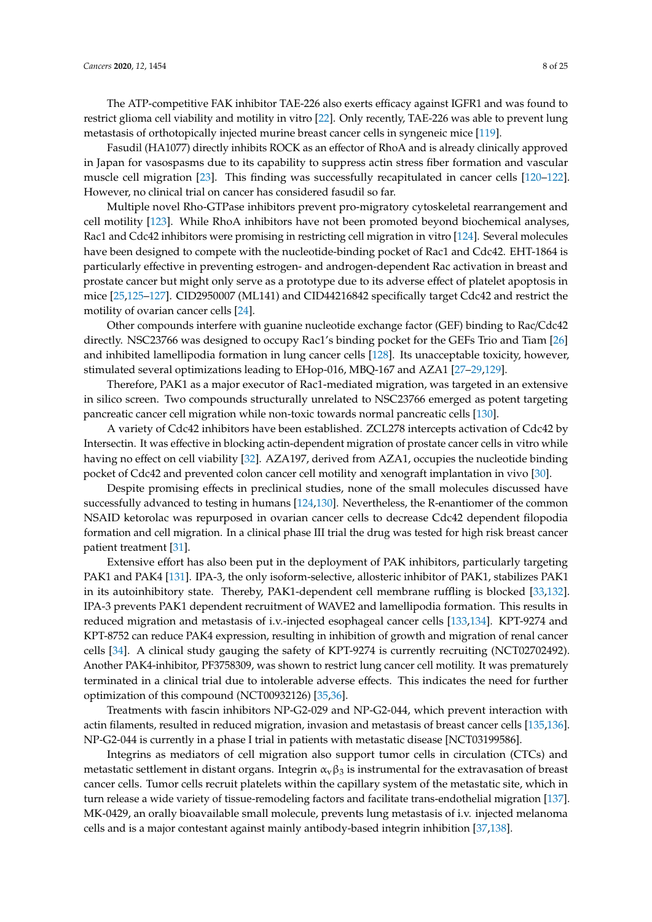The ATP-competitive FAK inhibitor TAE-226 also exerts efficacy against IGFR1 and was found to restrict glioma cell viability and motility in vitro [22]. Only recently, TAE-226 was able to prevent lung metastasis of orthotopically injected murine breast cancer cells in syngeneic mice [119].

Fasudil (HA1077) directly inhibits ROCK as an effector of RhoA and is already clinically approved in Japan for vasospasms due to its capability to suppress actin stress fiber formation and vascular muscle cell migration [23]. This finding was successfully recapitulated in cancer cells [120–122]. However, no clinical trial on cancer has considered fasudil so far.

Multiple novel Rho-GTPase inhibitors prevent pro-migratory cytoskeletal rearrangement and cell motility [123]. While RhoA inhibitors have not been promoted beyond biochemical analyses, Rac1 and Cdc42 inhibitors were promising in restricting cell migration in vitro [124]. Several molecules have been designed to compete with the nucleotide-binding pocket of Rac1 and Cdc42. EHT-1864 is particularly effective in preventing estrogen- and androgen-dependent Rac activation in breast and prostate cancer but might only serve as a prototype due to its adverse effect of platelet apoptosis in mice [25,125–127]. CID2950007 (ML141) and CID44216842 specifically target Cdc42 and restrict the motility of ovarian cancer cells [24].

Other compounds interfere with guanine nucleotide exchange factor (GEF) binding to Rac/Cdc42 directly. NSC23766 was designed to occupy Rac1's binding pocket for the GEFs Trio and Tiam [26] and inhibited lamellipodia formation in lung cancer cells [128]. Its unacceptable toxicity, however, stimulated several optimizations leading to EHop-016, MBQ-167 and AZA1 [27–29,129].

Therefore, PAK1 as a major executor of Rac1-mediated migration, was targeted in an extensive in silico screen. Two compounds structurally unrelated to NSC23766 emerged as potent targeting pancreatic cancer cell migration while non-toxic towards normal pancreatic cells [130].

A variety of Cdc42 inhibitors have been established. ZCL278 intercepts activation of Cdc42 by Intersectin. It was effective in blocking actin-dependent migration of prostate cancer cells in vitro while having no effect on cell viability [32]. AZA197, derived from AZA1, occupies the nucleotide binding pocket of Cdc42 and prevented colon cancer cell motility and xenograft implantation in vivo [30].

Despite promising effects in preclinical studies, none of the small molecules discussed have successfully advanced to testing in humans [124,130]. Nevertheless, the R-enantiomer of the common NSAID ketorolac was repurposed in ovarian cancer cells to decrease Cdc42 dependent filopodia formation and cell migration. In a clinical phase III trial the drug was tested for high risk breast cancer patient treatment [31].

Extensive effort has also been put in the deployment of PAK inhibitors, particularly targeting PAK1 and PAK4 [131]. IPA-3, the only isoform-selective, allosteric inhibitor of PAK1, stabilizes PAK1 in its autoinhibitory state. Thereby, PAK1-dependent cell membrane ruffling is blocked [33,132]. IPA-3 prevents PAK1 dependent recruitment of WAVE2 and lamellipodia formation. This results in reduced migration and metastasis of i.v.-injected esophageal cancer cells [133,134]. KPT-9274 and KPT-8752 can reduce PAK4 expression, resulting in inhibition of growth and migration of renal cancer cells [34]. A clinical study gauging the safety of KPT-9274 is currently recruiting (NCT02702492). Another PAK4-inhibitor, PF3758309, was shown to restrict lung cancer cell motility. It was prematurely terminated in a clinical trial due to intolerable adverse effects. This indicates the need for further optimization of this compound (NCT00932126) [35,36].

Treatments with fascin inhibitors NP-G2-029 and NP-G2-044, which prevent interaction with actin filaments, resulted in reduced migration, invasion and metastasis of breast cancer cells [135,136]. NP-G2-044 is currently in a phase I trial in patients with metastatic disease [NCT03199586].

Integrins as mediators of cell migration also support tumor cells in circulation (CTCs) and metastatic settlement in distant organs. Integrin $\alpha_v\beta_3$ is instrumental for the extravasation of breast cancer cells. Tumor cells recruit platelets within the capillary system of the metastatic site, which in turn release a wide variety of tissue-remodeling factors and facilitate trans-endothelial migration [137]. MK-0429, an orally bioavailable small molecule, prevents lung metastasis of i.v. injected melanoma cells and is a major contestant against mainly antibody-based integrin inhibition [37,138].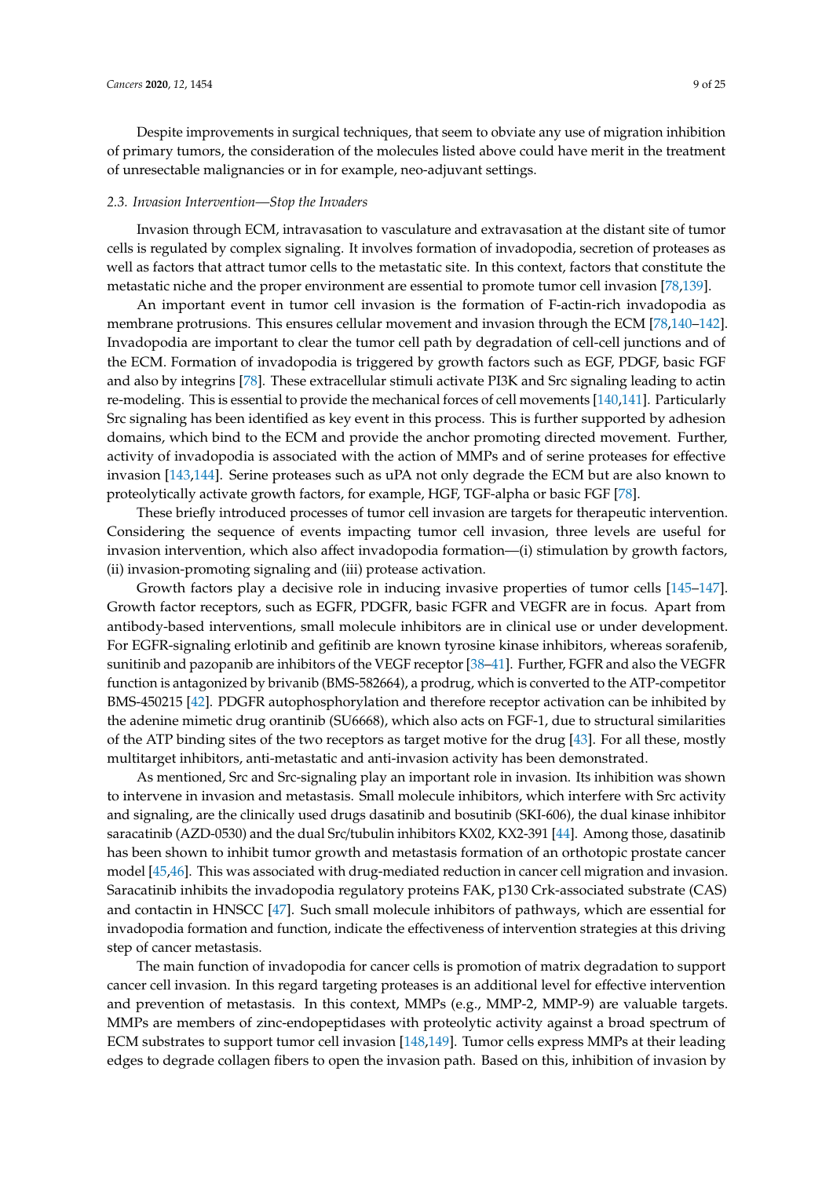Despite improvements in surgical techniques, that seem to obviate any use of migration inhibition of primary tumors, the consideration of the molecules listed above could have merit in the treatment of unresectable malignancies or in for example, neo-adjuvant settings.

### *2.3. Invasion Intervention—Stop the Invaders*

Invasion through ECM, intravasation to vasculature and extravasation at the distant site of tumor cells is regulated by complex signaling. It involves formation of invadopodia, secretion of proteases as well as factors that attract tumor cells to the metastatic site. In this context, factors that constitute the metastatic niche and the proper environment are essential to promote tumor cell invasion [78,139].

An important event in tumor cell invasion is the formation of F-actin-rich invadopodia as membrane protrusions. This ensures cellular movement and invasion through the ECM [78,140–142]. Invadopodia are important to clear the tumor cell path by degradation of cell-cell junctions and of the ECM. Formation of invadopodia is triggered by growth factors such as EGF, PDGF, basic FGF and also by integrins [78]. These extracellular stimuli activate PI3K and Src signaling leading to actin re-modeling. This is essential to provide the mechanical forces of cell movements [140,141]. Particularly Src signaling has been identified as key event in this process. This is further supported by adhesion domains, which bind to the ECM and provide the anchor promoting directed movement. Further, activity of invadopodia is associated with the action of MMPs and of serine proteases for effective invasion [143,144]. Serine proteases such as uPA not only degrade the ECM but are also known to proteolytically activate growth factors, for example, HGF, TGF-alpha or basic FGF [78].

These briefly introduced processes of tumor cell invasion are targets for therapeutic intervention. Considering the sequence of events impacting tumor cell invasion, three levels are useful for invasion intervention, which also affect invadopodia formation—(i) stimulation by growth factors, (ii) invasion-promoting signaling and (iii) protease activation.

Growth factors play a decisive role in inducing invasive properties of tumor cells [145–147]. Growth factor receptors, such as EGFR, PDGFR, basic FGFR and VEGFR are in focus. Apart from antibody-based interventions, small molecule inhibitors are in clinical use or under development. For EGFR-signaling erlotinib and gefitinib are known tyrosine kinase inhibitors, whereas sorafenib, sunitinib and pazopanib are inhibitors of the VEGF receptor [38–41]. Further, FGFR and also the VEGFR function is antagonized by brivanib (BMS-582664), a prodrug, which is converted to the ATP-competitor BMS-450215 [42]. PDGFR autophosphorylation and therefore receptor activation can be inhibited by the adenine mimetic drug orantinib (SU6668), which also acts on FGF-1, due to structural similarities of the ATP binding sites of the two receptors as target motive for the drug [43]. For all these, mostly multitarget inhibitors, anti-metastatic and anti-invasion activity has been demonstrated.

As mentioned, Src and Src-signaling play an important role in invasion. Its inhibition was shown to intervene in invasion and metastasis. Small molecule inhibitors, which interfere with Src activity and signaling, are the clinically used drugs dasatinib and bosutinib (SKI-606), the dual kinase inhibitor saracatinib (AZD-0530) and the dual Src/tubulin inhibitors KX02, KX2-391 [44]. Among those, dasatinib has been shown to inhibit tumor growth and metastasis formation of an orthotopic prostate cancer model [45,46]. This was associated with drug-mediated reduction in cancer cell migration and invasion. Saracatinib inhibits the invadopodia regulatory proteins FAK, p130 Crk-associated substrate (CAS) and contactin in HNSCC [47]. Such small molecule inhibitors of pathways, which are essential for invadopodia formation and function, indicate the effectiveness of intervention strategies at this driving step of cancer metastasis.

The main function of invadopodia for cancer cells is promotion of matrix degradation to support cancer cell invasion. In this regard targeting proteases is an additional level for effective intervention and prevention of metastasis. In this context, MMPs (e.g., MMP-2, MMP-9) are valuable targets. MMPs are members of zinc-endopeptidases with proteolytic activity against a broad spectrum of ECM substrates to support tumor cell invasion [148,149]. Tumor cells express MMPs at their leading edges to degrade collagen fibers to open the invasion path. Based on this, inhibition of invasion by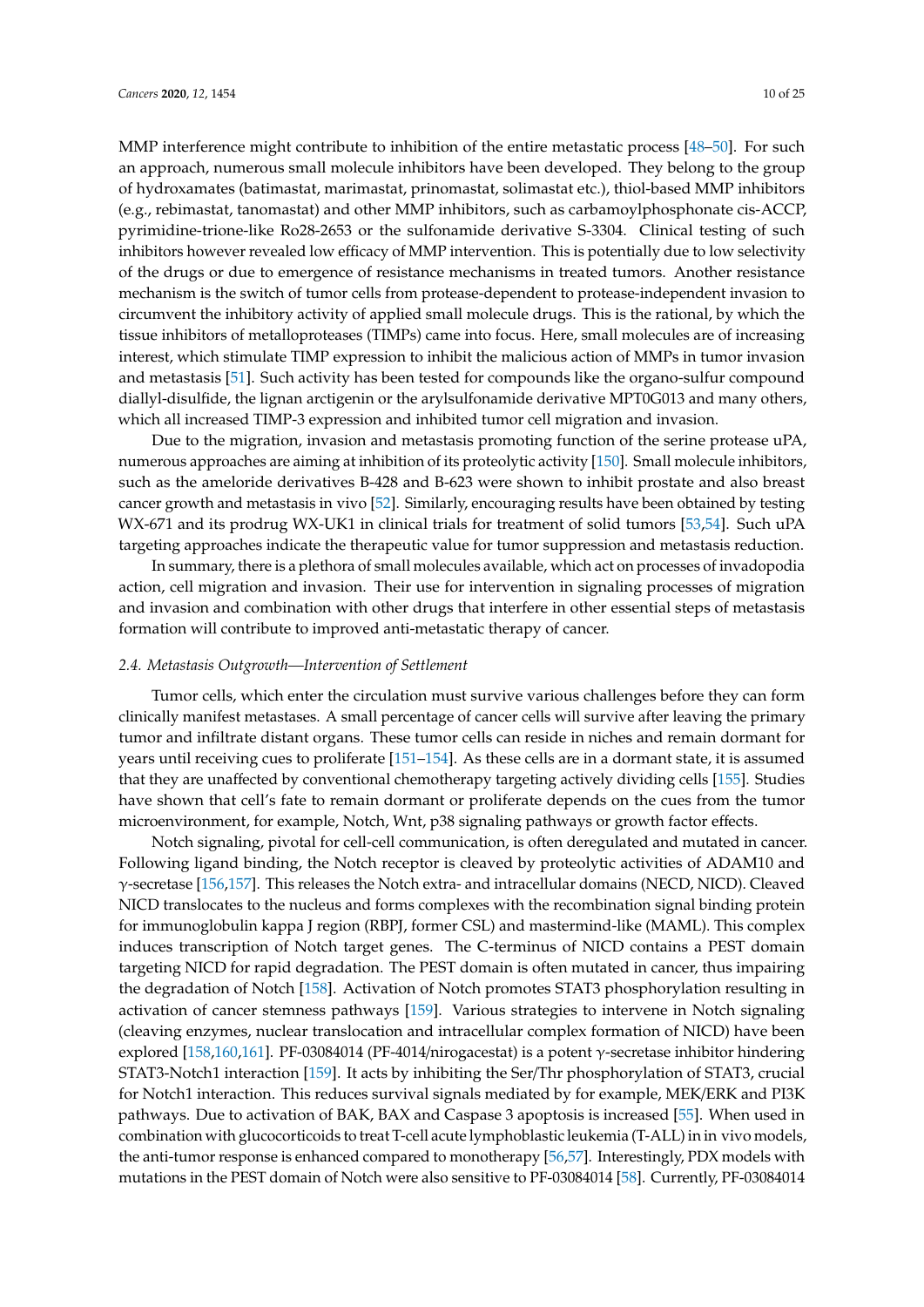MMP interference might contribute to inhibition of the entire metastatic process [48–50]. For such an approach, numerous small molecule inhibitors have been developed. They belong to the group of hydroxamates (batimastat, marimastat, prinomastat, solimastat etc.), thiol-based MMP inhibitors (e.g., rebimastat, tanomastat) and other MMP inhibitors, such as carbamoylphosphonate cis-ACCP, pyrimidine-trione-like Ro28-2653 or the sulfonamide derivative S-3304. Clinical testing of such inhibitors however revealed low efficacy of MMP intervention. This is potentially due to low selectivity of the drugs or due to emergence of resistance mechanisms in treated tumors. Another resistance mechanism is the switch of tumor cells from protease-dependent to protease-independent invasion to circumvent the inhibitory activity of applied small molecule drugs. This is the rational, by which the tissue inhibitors of metalloproteases (TIMPs) came into focus. Here, small molecules are of increasing interest, which stimulate TIMP expression to inhibit the malicious action of MMPs in tumor invasion and metastasis [51]. Such activity has been tested for compounds like the organo-sulfur compound diallyl-disulfide, the lignan arctigenin or the arylsulfonamide derivative MPT0G013 and many others, which all increased TIMP-3 expression and inhibited tumor cell migration and invasion.

Due to the migration, invasion and metastasis promoting function of the serine protease uPA, numerous approaches are aiming at inhibition of its proteolytic activity [150]. Small molecule inhibitors, such as the ameloride derivatives B-428 and B-623 were shown to inhibit prostate and also breast cancer growth and metastasis in vivo [52]. Similarly, encouraging results have been obtained by testing WX-671 and its prodrug WX-UK1 in clinical trials for treatment of solid tumors [53,54]. Such uPA targeting approaches indicate the therapeutic value for tumor suppression and metastasis reduction.

In summary, there is a plethora of small molecules available, which act on processes of invadopodia action, cell migration and invasion. Their use for intervention in signaling processes of migration and invasion and combination with other drugs that interfere in other essential steps of metastasis formation will contribute to improved anti-metastatic therapy of cancer.

### *2.4. Metastasis Outgrowth—Intervention of Settlement*

Tumor cells, which enter the circulation must survive various challenges before they can form clinically manifest metastases. A small percentage of cancer cells will survive after leaving the primary tumor and infiltrate distant organs. These tumor cells can reside in niches and remain dormant for years until receiving cues to proliferate [151–154]. As these cells are in a dormant state, it is assumed that they are unaffected by conventional chemotherapy targeting actively dividing cells [155]. Studies have shown that cell's fate to remain dormant or proliferate depends on the cues from the tumor microenvironment, for example, Notch, Wnt, p38 signaling pathways or growth factor effects.

Notch signaling, pivotal for cell-cell communication, is often deregulated and mutated in cancer. Following ligand binding, the Notch receptor is cleaved by proteolytic activities of ADAM10 and $\gamma$-secretase [156,157]. This releases the Notch extra- and intracellular domains (NECD, NICD). Cleaved NICD translocates to the nucleus and forms complexes with the recombination signal binding protein for immunoglobulin kappa J region (RBPJ, former CSL) and mastermind-like (MAML). This complex induces transcription of Notch target genes. The C-terminus of NICD contains a PEST domain targeting NICD for rapid degradation. The PEST domain is often mutated in cancer, thus impairing the degradation of Notch [158]. Activation of Notch promotes STAT3 phosphorylation resulting in activation of cancer stemness pathways [159]. Various strategies to intervene in Notch signaling (cleaving enzymes, nuclear translocation and intracellular complex formation of NICD) have been explored [158,160,161]. PF-03084014 (PF-4014/nirogacestat) is a potent $\gamma$-secretase inhibitor hindering STAT3-Notch1 interaction [159]. It acts by inhibiting the Ser/Thr phosphorylation of STAT3, crucial for Notch1 interaction. This reduces survival signals mediated by for example, MEK/ERK and PI3K pathways. Due to activation of BAK, BAX and Caspase 3 apoptosis is increased [55]. When used in combination with glucocorticoids to treat T-cell acute lymphoblastic leukemia (T-ALL) in in vivo models, the anti-tumor response is enhanced compared to monotherapy [56,57]. Interestingly, PDX models with mutations in the PEST domain of Notch were also sensitive to PF-03084014 [58]. Currently, PF-03084014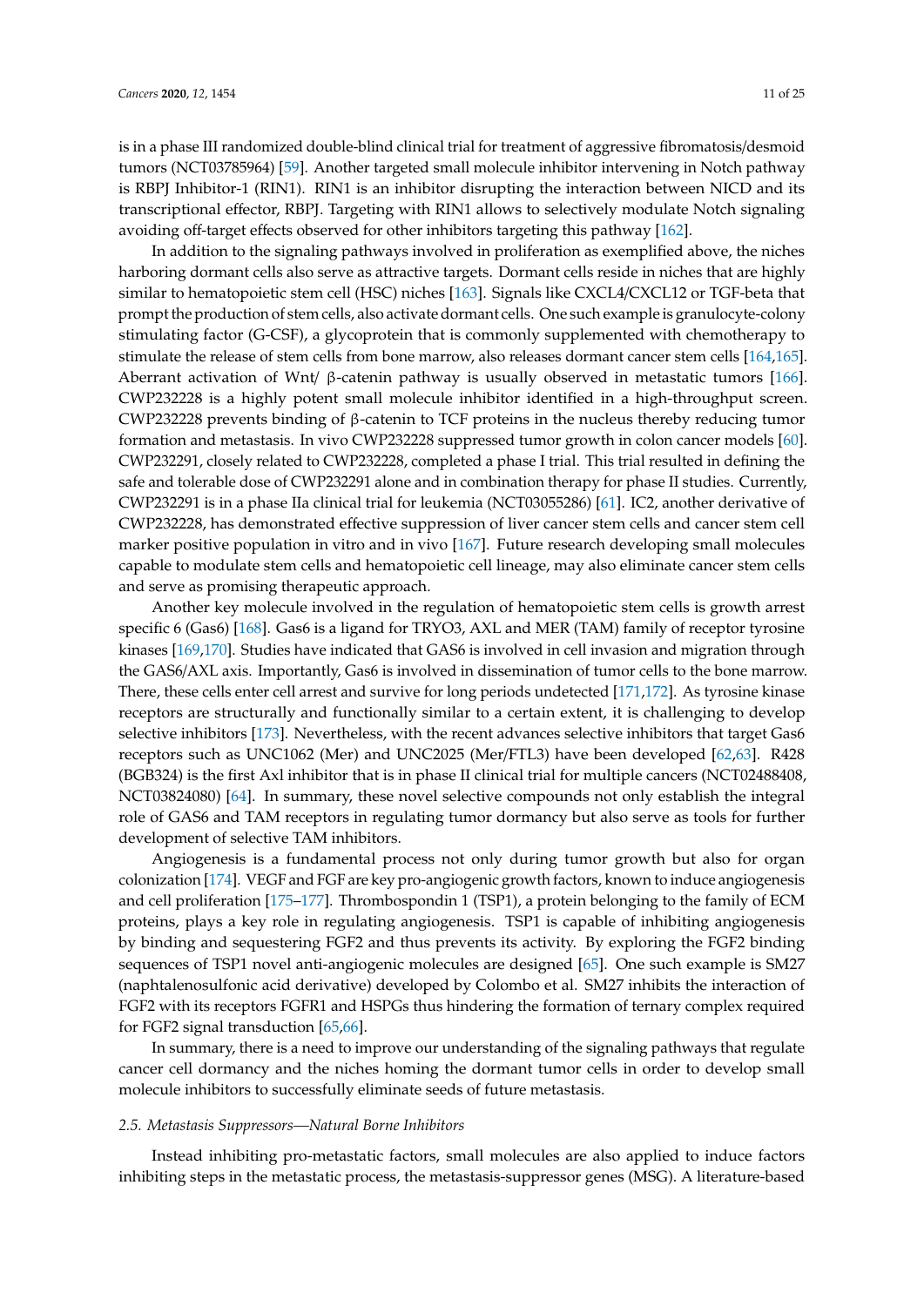is in a phase III randomized double-blind clinical trial for treatment of aggressive fibromatosis/desmoid tumors (NCT03785964) [59]. Another targeted small molecule inhibitor intervening in Notch pathway is RBPJ Inhibitor-1 (RIN1). RIN1 is an inhibitor disrupting the interaction between NICD and its transcriptional effector, RBPJ. Targeting with RIN1 allows to selectively modulate Notch signaling avoiding off-target effects observed for other inhibitors targeting this pathway [162].

In addition to the signaling pathways involved in proliferation as exemplified above, the niches harboring dormant cells also serve as attractive targets. Dormant cells reside in niches that are highly similar to hematopoietic stem cell (HSC) niches [163]. Signals like CXCL4/CXCL12 or TGF-beta that prompt the production of stem cells, also activate dormant cells. One such example is granulocyte-colony stimulating factor (G-CSF), a glycoprotein that is commonly supplemented with chemotherapy to stimulate the release of stem cells from bone marrow, also releases dormant cancer stem cells [164,165]. Aberrant activation of Wnt/ β-catenin pathway is usually observed in metastatic tumors [166]. CWP232228 is a highly potent small molecule inhibitor identified in a high-throughput screen. CWP232228 prevents binding of β-catenin to TCF proteins in the nucleus thereby reducing tumor formation and metastasis. In vivo CWP232228 suppressed tumor growth in colon cancer models [60]. CWP232291, closely related to CWP232228, completed a phase I trial. This trial resulted in defining the safe and tolerable dose of CWP232291 alone and in combination therapy for phase II studies. Currently, CWP232291 is in a phase IIa clinical trial for leukemia (NCT03055286) [61]. IC2, another derivative of CWP232228, has demonstrated effective suppression of liver cancer stem cells and cancer stem cell marker positive population in vitro and in vivo [167]. Future research developing small molecules capable to modulate stem cells and hematopoietic cell lineage, may also eliminate cancer stem cells and serve as promising therapeutic approach.

Another key molecule involved in the regulation of hematopoietic stem cells is growth arrest specific 6 (Gas6) [168]. Gas6 is a ligand for TRYO3, AXL and MER (TAM) family of receptor tyrosine kinases [169,170]. Studies have indicated that GAS6 is involved in cell invasion and migration through the GAS6/AXL axis. Importantly, Gas6 is involved in dissemination of tumor cells to the bone marrow. There, these cells enter cell arrest and survive for long periods undetected [171,172]. As tyrosine kinase receptors are structurally and functionally similar to a certain extent, it is challenging to develop selective inhibitors [173]. Nevertheless, with the recent advances selective inhibitors that target Gas6 receptors such as UNC1062 (Mer) and UNC2025 (Mer/FTL3) have been developed [62,63]. R428 (BGB324) is the first Axl inhibitor that is in phase II clinical trial for multiple cancers (NCT02488408, NCT03824080) [64]. In summary, these novel selective compounds not only establish the integral role of GAS6 and TAM receptors in regulating tumor dormancy but also serve as tools for further development of selective TAM inhibitors.

Angiogenesis is a fundamental process not only during tumor growth but also for organ colonization [174]. VEGF and FGF are key pro-angiogenic growth factors, known to induce angiogenesis and cell proliferation [175–177]. Thrombospondin 1 (TSP1), a protein belonging to the family of ECM proteins, plays a key role in regulating angiogenesis. TSP1 is capable of inhibiting angiogenesis by binding and sequestering FGF2 and thus prevents its activity. By exploring the FGF2 binding sequences of TSP1 novel anti-angiogenic molecules are designed [65]. One such example is SM27 (naphtalenosulfonic acid derivative) developed by Colombo et al. SM27 inhibits the interaction of FGF2 with its receptors FGFR1 and HSPGs thus hindering the formation of ternary complex required for FGF2 signal transduction [65,66].

In summary, there is a need to improve our understanding of the signaling pathways that regulate cancer cell dormancy and the niches homing the dormant tumor cells in order to develop small molecule inhibitors to successfully eliminate seeds of future metastasis.

### *2.5. Metastasis Suppressors—Natural Borne Inhibitors*

Instead inhibiting pro-metastatic factors, small molecules are also applied to induce factors inhibiting steps in the metastatic process, the metastasis-suppressor genes (MSG). A literature-based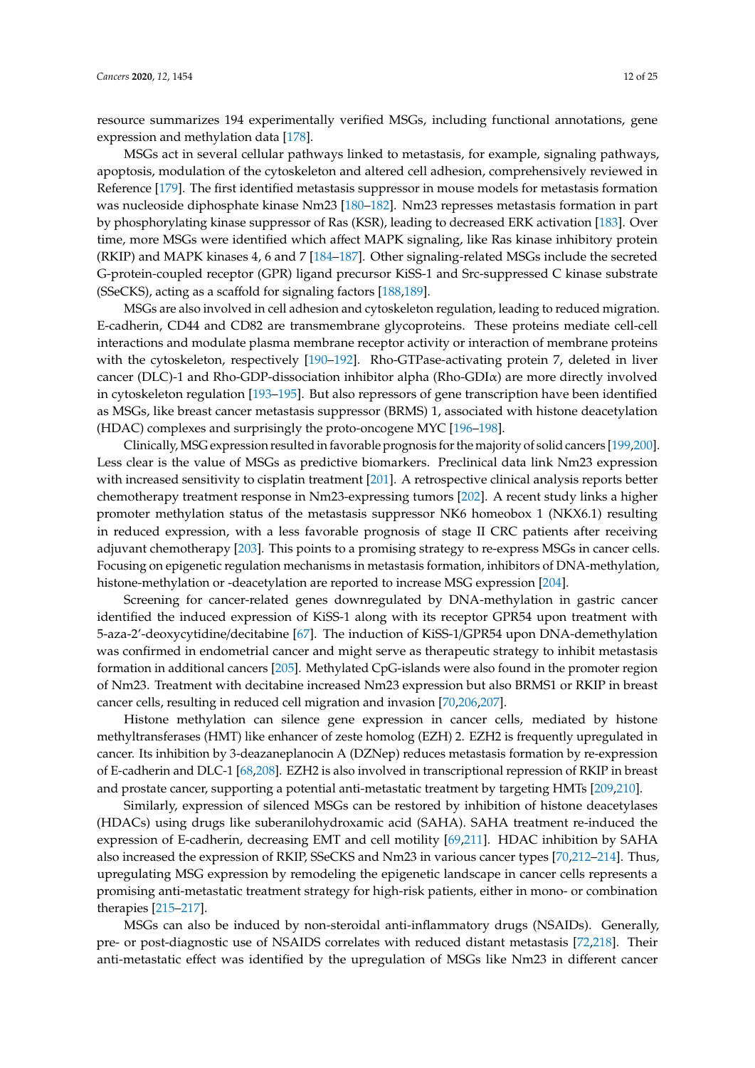resource summarizes 194 experimentally verified MSGs, including functional annotations, gene expression and methylation data [178].

MSGs act in several cellular pathways linked to metastasis, for example, signaling pathways, apoptosis, modulation of the cytoskeleton and altered cell adhesion, comprehensively reviewed in Reference [179]. The first identified metastasis suppressor in mouse models for metastasis formation was nucleoside diphosphate kinase Nm23 [180–182]. Nm23 represses metastasis formation in part by phosphorylating kinase suppressor of Ras (KSR), leading to decreased ERK activation [183]. Over time, more MSGs were identified which affect MAPK signaling, like Ras kinase inhibitory protein (RKIP) and MAPK kinases 4, 6 and 7 [184–187]. Other signaling-related MSGs include the secreted G-protein-coupled receptor (GPR) ligand precursor KiSS-1 and Src-suppressed C kinase substrate (SSeCKS), acting as a scaffold for signaling factors [188,189].

MSGs are also involved in cell adhesion and cytoskeleton regulation, leading to reduced migration. E-cadherin, CD44 and CD82 are transmembrane glycoproteins. These proteins mediate cell-cell interactions and modulate plasma membrane receptor activity or interaction of membrane proteins with the cytoskeleton, respectively [190–192]. Rho-GTPase-activating protein 7, deleted in liver cancer (DLC)-1 and Rho-GDP-dissociation inhibitor alpha (Rho-GDIα) are more directly involved in cytoskeleton regulation [193–195]. But also repressors of gene transcription have been identified as MSGs, like breast cancer metastasis suppressor (BRMS) 1, associated with histone deacetylation (HDAC) complexes and surprisingly the proto-oncogene MYC [196–198].

Clinically, MSG expression resulted in favorable prognosis for the majority of solid cancers [199,200]. Less clear is the value of MSGs as predictive biomarkers. Preclinical data link Nm23 expression with increased sensitivity to cisplatin treatment [201]. A retrospective clinical analysis reports better chemotherapy treatment response in Nm23-expressing tumors [202]. A recent study links a higher promoter methylation status of the metastasis suppressor NK6 homeobox 1 (NKX6.1) resulting in reduced expression, with a less favorable prognosis of stage II CRC patients after receiving adjuvant chemotherapy [203]. This points to a promising strategy to re-express MSGs in cancer cells. Focusing on epigenetic regulation mechanisms in metastasis formation, inhibitors of DNA-methylation, histone-methylation or -deacetylation are reported to increase MSG expression [204].

Screening for cancer-related genes downregulated by DNA-methylation in gastric cancer identified the induced expression of KiSS-1 along with its receptor GPR54 upon treatment with 5-aza-2′-deoxycytidine/decitabine [67]. The induction of KiSS-1/GPR54 upon DNA-demethylation was confirmed in endometrial cancer and might serve as therapeutic strategy to inhibit metastasis formation in additional cancers [205]. Methylated CpG-islands were also found in the promoter region of Nm23. Treatment with decitabine increased Nm23 expression but also BRMS1 or RKIP in breast cancer cells, resulting in reduced cell migration and invasion [70,206,207].

Histone methylation can silence gene expression in cancer cells, mediated by histone methyltransferases (HMT) like enhancer of zeste homolog (EZH) 2. EZH2 is frequently upregulated in cancer. Its inhibition by 3-deazaneplanocin A (DZNep) reduces metastasis formation by re-expression of E-cadherin and DLC-1 [68,208]. EZH2 is also involved in transcriptional repression of RKIP in breast and prostate cancer, supporting a potential anti-metastatic treatment by targeting HMTs [209,210].

Similarly, expression of silenced MSGs can be restored by inhibition of histone deacetylases (HDACs) using drugs like suberanilohydroxamic acid (SAHA). SAHA treatment re-induced the expression of E-cadherin, decreasing EMT and cell motility [69,211]. HDAC inhibition by SAHA also increased the expression of RKIP, SSeCKS and Nm23 in various cancer types [70,212–214]. Thus, upregulating MSG expression by remodeling the epigenetic landscape in cancer cells represents a promising anti-metastatic treatment strategy for high-risk patients, either in mono- or combination therapies [215–217].

MSGs can also be induced by non-steroidal anti-inflammatory drugs (NSAIDs). Generally, pre- or post-diagnostic use of NSAIDS correlates with reduced distant metastasis [72,218]. Their anti-metastatic effect was identified by the upregulation of MSGs like Nm23 in different cancer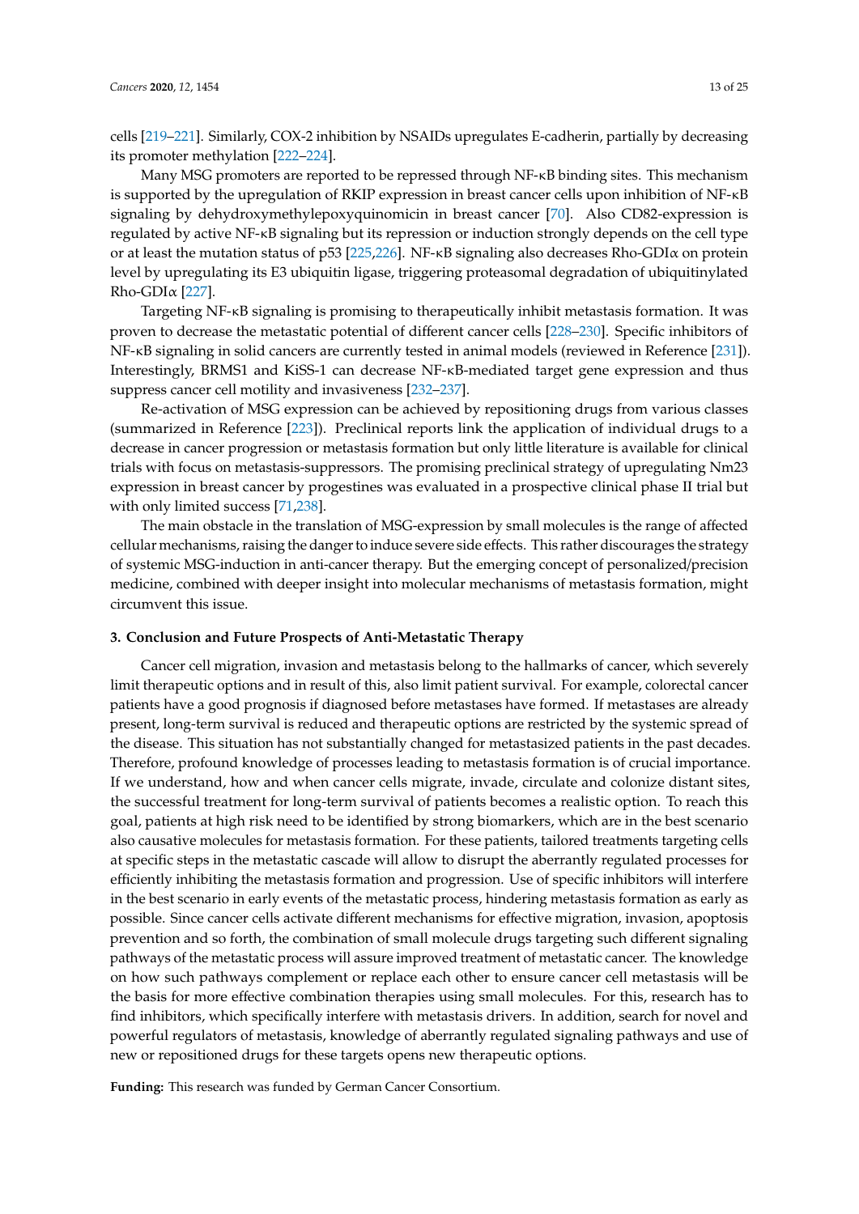cells [219–221]. Similarly, COX-2 inhibition by NSAIDs upregulates E-cadherin, partially by decreasing its promoter methylation [222–224].

Many MSG promoters are reported to be repressed through NF-κB binding sites. This mechanism is supported by the upregulation of RKIP expression in breast cancer cells upon inhibition of NF-κB signaling by dehydroxymethylepoxyquinomicin in breast cancer [70]. Also CD82-expression is regulated by active NF-κB signaling but its repression or induction strongly depends on the cell type or at least the mutation status of p53 [225,226]. NF-κB signaling also decreases Rho-GDIα on protein level by upregulating its E3 ubiquitin ligase, triggering proteasomal degradation of ubiquitinylated Rho-GDIα [227].

Targeting NF-κB signaling is promising to therapeutically inhibit metastasis formation. It was proven to decrease the metastatic potential of different cancer cells [228–230]. Specific inhibitors of NF-κB signaling in solid cancers are currently tested in animal models (reviewed in Reference [231]). Interestingly, BRMS1 and KiSS-1 can decrease NF-κB-mediated target gene expression and thus suppress cancer cell motility and invasiveness [232–237].

Re-activation of MSG expression can be achieved by repositioning drugs from various classes (summarized in Reference [223]). Preclinical reports link the application of individual drugs to a decrease in cancer progression or metastasis formation but only little literature is available for clinical trials with focus on metastasis-suppressors. The promising preclinical strategy of upregulating Nm23 expression in breast cancer by progestines was evaluated in a prospective clinical phase II trial but with only limited success [71,238].

The main obstacle in the translation of MSG-expression by small molecules is the range of affected cellular mechanisms, raising the danger to induce severe side effects. This rather discourages the strategy of systemic MSG-induction in anti-cancer therapy. But the emerging concept of personalized/precision medicine, combined with deeper insight into molecular mechanisms of metastasis formation, might circumvent this issue.

## 3. Conclusion and Future Prospects of Anti-Metastatic Therapy

Cancer cell migration, invasion and metastasis belong to the hallmarks of cancer, which severely limit therapeutic options and in result of this, also limit patient survival. For example, colorectal cancer patients have a good prognosis if diagnosed before metastases have formed. If metastases are already present, long-term survival is reduced and therapeutic options are restricted by the systemic spread of the disease. This situation has not substantially changed for metastasized patients in the past decades. Therefore, profound knowledge of processes leading to metastasis formation is of crucial importance. If we understand, how and when cancer cells migrate, invade, circulate and colonize distant sites, the successful treatment for long-term survival of patients becomes a realistic option. To reach this goal, patients at high risk need to be identified by strong biomarkers, which are in the best scenario also causative molecules for metastasis formation. For these patients, tailored treatments targeting cells at specific steps in the metastatic cascade will allow to disrupt the aberrantly regulated processes for efficiently inhibiting the metastasis formation and progression. Use of specific inhibitors will interfere in the best scenario in early events of the metastatic process, hindering metastasis formation as early as possible. Since cancer cells activate different mechanisms for effective migration, invasion, apoptosis prevention and so forth, the combination of small molecule drugs targeting such different signaling pathways of the metastatic process will assure improved treatment of metastatic cancer. The knowledge on how such pathways complement or replace each other to ensure cancer cell metastasis will be the basis for more effective combination therapies using small molecules. For this, research has to find inhibitors, which specifically interfere with metastasis drivers. In addition, search for novel and powerful regulators of metastasis, knowledge of aberrantly regulated signaling pathways and use of new or repositioned drugs for these targets opens new therapeutic options.

**Funding:** This research was funded by German Cancer Consortium.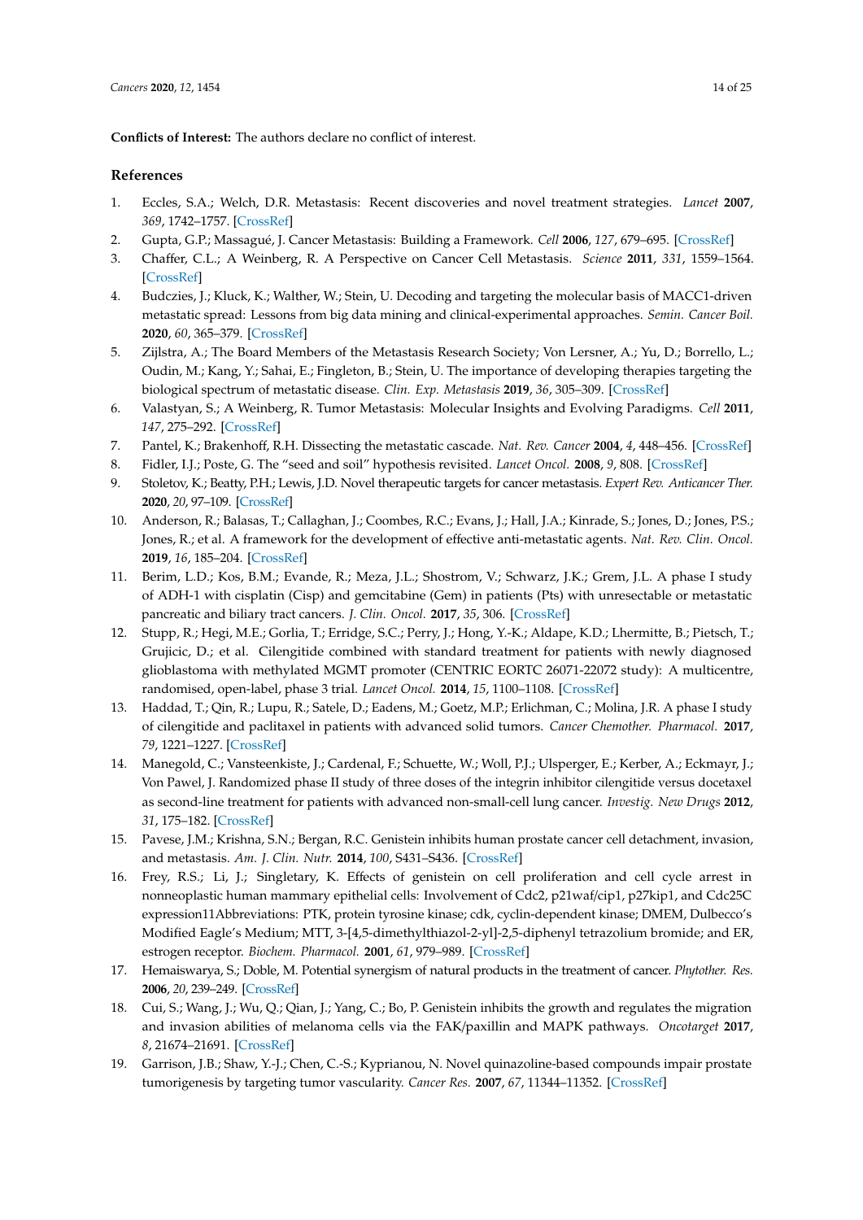**Conflicts of Interest:** The authors declare no conflict of interest.

## References

1. Eccles, S.A.; Welch, D.R. Metastasis: Recent discoveries and novel treatment strategies. *Lancet* **2007**, *369*, 1742–1757. [CrossRef]
2. Gupta, G.P.; Massagué, J. Cancer Metastasis: Building a Framework. *Cell* **2006**, *127*, 679–695. [CrossRef]
3. Chaffer, C.L.; A Weinberg, R. A Perspective on Cancer Cell Metastasis. *Science* **2011**, *331*, 1559–1564. [CrossRef]
4. Budczies, J.; Kluck, K.; Walther, W.; Stein, U. Decoding and targeting the molecular basis of MACC1-driven metastatic spread: Lessons from big data mining and clinical-experimental approaches. *Semin. Cancer Boil.* **2020**, *60*, 365–379. [CrossRef]
5. Zijlstra, A.; The Board Members of the Metastasis Research Society; Von Lersner, A.; Yu, D.; Borrello, L.; Oudin, M.; Kang, Y.; Sahai, E.; Fingleton, B.; Stein, U. The importance of developing therapies targeting the biological spectrum of metastatic disease. *Clin. Exp. Metastasis* **2019**, *36*, 305–309. [CrossRef]
6. Valastyan, S.; A Weinberg, R. Tumor Metastasis: Molecular Insights and Evolving Paradigms. *Cell* **2011**, *147*, 275–292. [CrossRef]
7. Pantel, K.; Brakenhoff, R.H. Dissecting the metastatic cascade. *Nat. Rev. Cancer* **2004**, *4*, 448–456. [CrossRef]
8. Fidler, I.J.; Poste, G. The "seed and soil" hypothesis revisited. *Lancet Oncol.* **2008**, *9*, 808. [CrossRef]
9. Stoletov, K.; Beatty, P.H.; Lewis, J.D. Novel therapeutic targets for cancer metastasis. *Expert Rev. Anticancer Ther.* **2020**, *20*, 97–109. [CrossRef]
10. Anderson, R.; Balasas, T.; Callaghan, J.; Coombes, R.C.; Evans, J.; Hall, J.A.; Kinrade, S.; Jones, D.; Jones, P.S.; Jones, R.; et al. A framework for the development of effective anti-metastatic agents. *Nat. Rev. Clin. Oncol.* **2019**, *16*, 185–204. [CrossRef]
11. Berim, L.D.; Kos, B.M.; Evande, R.; Meza, J.L.; Shostrom, V.; Schwarz, J.K.; Grem, J.L. A phase I study of ADH-1 with cisplatin (Cisp) and gemcitabine (Gem) in patients (Pts) with unresectable or metastatic pancreatic and biliary tract cancers. *J. Clin. Oncol.* **2017**, *35*, 306. [CrossRef]
12. Stupp, R.; Hegi, M.E.; Gorlia, T.; Erridge, S.C.; Perry, J.; Hong, Y.-K.; Aldape, K.D.; Lhermitte, B.; Pietsch, T.; Grujicic, D.; et al. Cilengitide combined with standard treatment for patients with newly diagnosed glioblastoma with methylated MGMT promoter (CENTRIC EORTC 26071-22072 study): A multicentre, randomised, open-label, phase 3 trial. *Lancet Oncol.* **2014**, *15*, 1100–1108. [CrossRef]
13. Haddad, T.; Qin, R.; Lupu, R.; Satele, D.; Eadens, M.; Goetz, M.P.; Erlichman, C.; Molina, J.R. A phase I study of cilengitide and paclitaxel in patients with advanced solid tumors. *Cancer Chemother. Pharmacol.* **2017**, *79*, 1221–1227. [CrossRef]
14. Manegold, C.; Vansteenkiste, J.; Cardenal, F.; Schuette, W.; Woll, P.J.; Ulsperger, E.; Kerber, A.; Eckmayr, J.; Von Pawel, J. Randomized phase II study of three doses of the integrin inhibitor cilengitide versus docetaxel as second-line treatment for patients with advanced non-small-cell lung cancer. *Investig. New Drugs* **2012**, *31*, 175–182. [CrossRef]
15. Pavese, J.M.; Krishna, S.N.; Bergan, R.C. Genistein inhibits human prostate cancer cell detachment, invasion, and metastasis. *Am. J. Clin. Nutr.* **2014**, *100*, S431–S436. [CrossRef]
16. Frey, R.S.; Li, J.; Singletary, K. Effects of genistein on cell proliferation and cell cycle arrest in nonneoplastic human mammary epithelial cells: Involvement of Cdc2, p21waf/cip1, p27kip1, and Cdc25C expression11Abbreviations: PTK, protein tyrosine kinase; cdk, cyclin-dependent kinase; DMEM, Dulbecco's Modified Eagle's Medium; MTT, 3-[4,5-dimethylthiazol-2-yl]-2,5-diphenyl tetrazolium bromide; and ER, estrogen receptor. *Biochem. Pharmacol.* **2001**, *61*, 979–989. [CrossRef]
17. Hemaiswarya, S.; Doble, M. Potential synergism of natural products in the treatment of cancer. *Phytother. Res.* **2006**, *20*, 239–249. [CrossRef]
18. Cui, S.; Wang, J.; Wu, Q.; Qian, J.; Yang, C.; Bo, P. Genistein inhibits the growth and regulates the migration and invasion abilities of melanoma cells via the FAK/paxillin and MAPK pathways. *Oncotarget* **2017**, *8*, 21674–21691. [CrossRef]
19. Garrison, J.B.; Shaw, Y.-J.; Chen, C.-S.; Kyprianou, N. Novel quinazoline-based compounds impair prostate tumorigenesis by targeting tumor vascularity. *Cancer Res.* **2007**, *67*, 11344–11352. [CrossRef]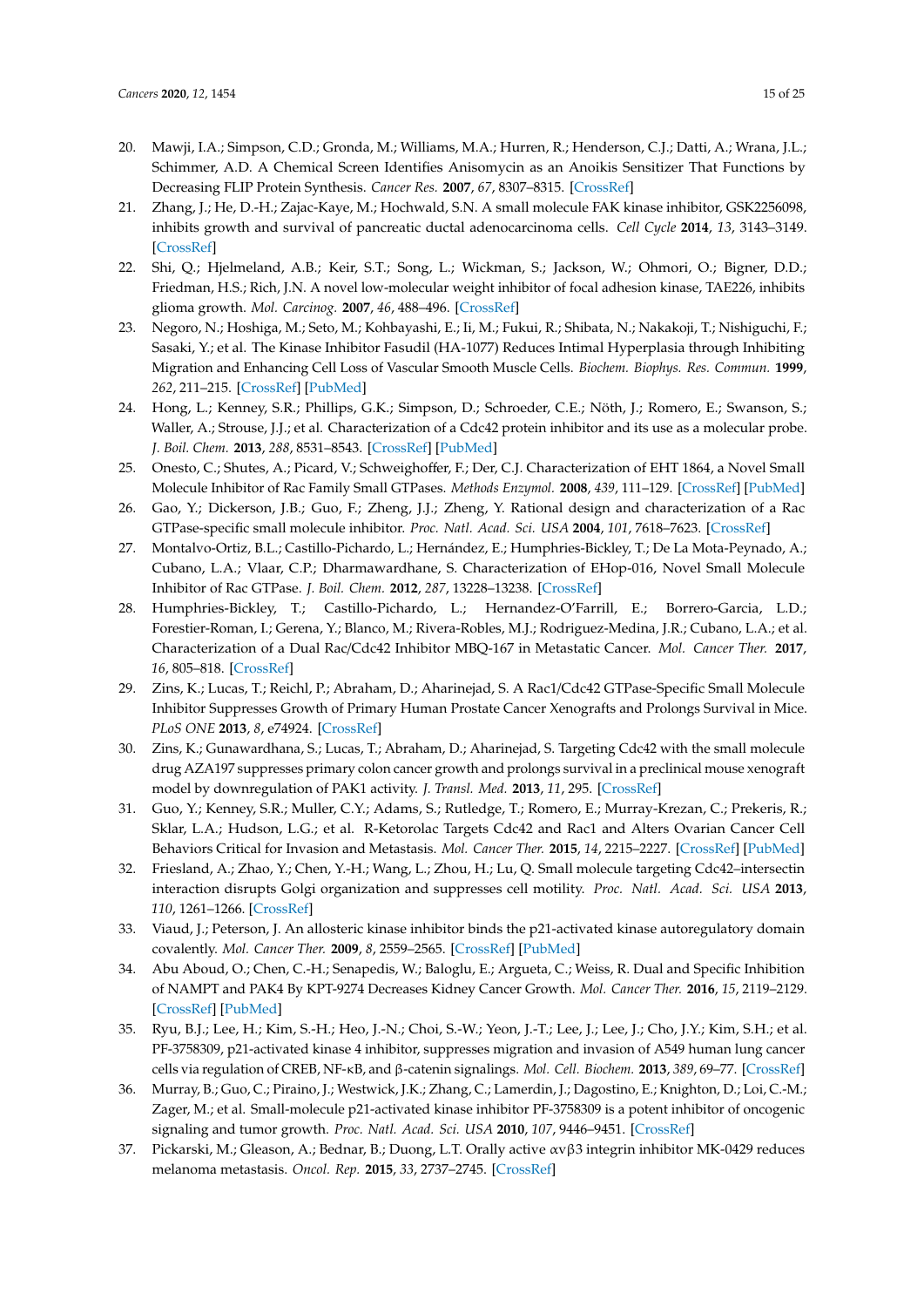20. Mawji, I.A.; Simpson, C.D.; Gronda, M.; Williams, M.A.; Hurren, R.; Henderson, C.J.; Datti, A.; Wrana, J.L.; Schimmer, A.D. A Chemical Screen Identifies Anisomycin as an Anoikis Sensitizer That Functions by Decreasing FLIP Protein Synthesis. *Cancer Res.* **2007**, *67*, 8307–8315. [CrossRef]
21. Zhang, J.; He, D.-H.; Zajac-Kaye, M.; Hochwald, S.N. A small molecule FAK kinase inhibitor, GSK2256098, inhibits growth and survival of pancreatic ductal adenocarcinoma cells. *Cell Cycle* **2014**, *13*, 3143–3149. [CrossRef]
22. Shi, Q.; Hjelmeland, A.B.; Keir, S.T.; Song, L.; Wickman, S.; Jackson, W.; Ohmori, O.; Bigner, D.D.; Friedman, H.S.; Rich, J.N. A novel low-molecular weight inhibitor of focal adhesion kinase, TAE226, inhibits glioma growth. *Mol. Carcinog.* **2007**, *46*, 488–496. [CrossRef]
23. Negoro, N.; Hoshiga, M.; Seto, M.; Kohbayashi, E.; Ii, M.; Fukui, R.; Shibata, N.; Nakakoji, T.; Nishiguchi, F.; Sasaki, Y.; et al. The Kinase Inhibitor Fasudil (HA-1077) Reduces Intimal Hyperplasia through Inhibiting Migration and Enhancing Cell Loss of Vascular Smooth Muscle Cells. *Biochem. Biophys. Res. Commun.* **1999**, *262*, 211–215. [CrossRef] [PubMed]
24. Hong, L.; Kenney, S.R.; Phillips, G.K.; Simpson, D.; Schroeder, C.E.; Nöth, J.; Romero, E.; Swanson, S.; Waller, A.; Strouse, J.J.; et al. Characterization of a Cdc42 protein inhibitor and its use as a molecular probe. *J. Boil. Chem.* **2013**, *288*, 8531–8543. [CrossRef] [PubMed]
25. Onesto, C.; Shutes, A.; Picard, V.; Schweighoffer, F.; Der, C.J. Characterization of EHT 1864, a Novel Small Molecule Inhibitor of Rac Family Small GTPases. *Methods Enzymol.* **2008**, *439*, 111–129. [CrossRef] [PubMed]
26. Gao, Y.; Dickerson, J.B.; Guo, F.; Zheng, J.J.; Zheng, Y. Rational design and characterization of a Rac GTPase-specific small molecule inhibitor. *Proc. Natl. Acad. Sci. USA* **2004**, *101*, 7618–7623. [CrossRef]
27. Montalvo-Ortiz, B.L.; Castillo-Pichardo, L.; Hernández, E.; Humphries-Bickley, T.; De La Mota-Peynado, A.; Cubano, L.A.; Vlaar, C.P.; Dharmawardhane, S. Characterization of EHop-016, Novel Small Molecule Inhibitor of Rac GTPase. *J. Boil. Chem.* **2012**, *287*, 13228–13238. [CrossRef]
28. Humphries-Bickley, T.; Castillo-Pichardo, L.; Hernandez-O'Farrill, E.; Borrero-Garcia, L.D.; Forestier-Roman, I.; Gerena, Y.; Blanco, M.; Rivera-Robles, M.J.; Rodriguez-Medina, J.R.; Cubano, L.A.; et al. Characterization of a Dual Rac/Cdc42 Inhibitor MBQ-167 in Metastatic Cancer. *Mol. Cancer Ther.* **2017**, *16*, 805–818. [CrossRef]
29. Zins, K.; Lucas, T.; Reichl, P.; Abraham, D.; Aharinejad, S. A Rac1/Cdc42 GTPase-Specific Small Molecule Inhibitor Suppresses Growth of Primary Human Prostate Cancer Xenografts and Prolongs Survival in Mice. *PLoS ONE* **2013**, *8*, e74924. [CrossRef]
30. Zins, K.; Gunawardhana, S.; Lucas, T.; Abraham, D.; Aharinejad, S. Targeting Cdc42 with the small molecule drug AZA197 suppresses primary colon cancer growth and prolongs survival in a preclinical mouse xenograft model by downregulation of PAK1 activity. *J. Transl. Med.* **2013**, *11*, 295. [CrossRef]
31. Guo, Y.; Kenney, S.R.; Muller, C.Y.; Adams, S.; Rutledge, T.; Romero, E.; Murray-Krezan, C.; Prekeris, R.; Sklar, L.A.; Hudson, L.G.; et al. R-Ketorolac Targets Cdc42 and Rac1 and Alters Ovarian Cancer Cell Behaviors Critical for Invasion and Metastasis. *Mol. Cancer Ther.* **2015**, *14*, 2215–2227. [CrossRef] [PubMed]
32. Friesland, A.; Zhao, Y.; Chen, Y.-H.; Wang, L.; Zhou, H.; Lu, Q. Small molecule targeting Cdc42–intersectin interaction disrupts Golgi organization and suppresses cell motility. *Proc. Natl. Acad. Sci. USA* **2013**, *110*, 1261–1266. [CrossRef]
33. Viaud, J.; Peterson, J. An allosteric kinase inhibitor binds the p21-activated kinase autoregulatory domain covalently. *Mol. Cancer Ther.* **2009**, *8*, 2559–2565. [CrossRef] [PubMed]
34. Abu Aboud, O.; Chen, C.-H.; Senapedis, W.; Baloglu, E.; Argueta, C.; Weiss, R. Dual and Specific Inhibition of NAMPT and PAK4 By KPT-9274 Decreases Kidney Cancer Growth. *Mol. Cancer Ther.* **2016**, *15*, 2119–2129. [CrossRef] [PubMed]
35. Ryu, B.J.; Lee, H.; Kim, S.-H.; Heo, J.-N.; Choi, S.-W.; Yeon, J.-T.; Lee, J.; Lee, J.; Cho, J.Y.; Kim, S.H.; et al. PF-3758309, p21-activated kinase 4 inhibitor, suppresses migration and invasion of A549 human lung cancer cells via regulation of CREB, NF-κB, and β-catenin signalings. *Mol. Cell. Biochem.* **2013**, *389*, 69–77. [CrossRef]
36. Murray, B.; Guo, C.; Piraino, J.; Westwick, J.K.; Zhang, C.; Lamerdin, J.; Dagostino, E.; Knighton, D.; Loi, C.-M.; Zager, M.; et al. Small-molecule p21-activated kinase inhibitor PF-3758309 is a potent inhibitor of oncogenic signaling and tumor growth. *Proc. Natl. Acad. Sci. USA* **2010**, *107*, 9446–9451. [CrossRef]
37. Pickarski, M.; Gleason, A.; Bednar, B.; Duong, L.T. Orally active $\alpha v\beta 3$ integrin inhibitor MK-0429 reduces melanoma metastasis. *Oncol. Rep.* **2015**, *33*, 2737–2745. [CrossRef]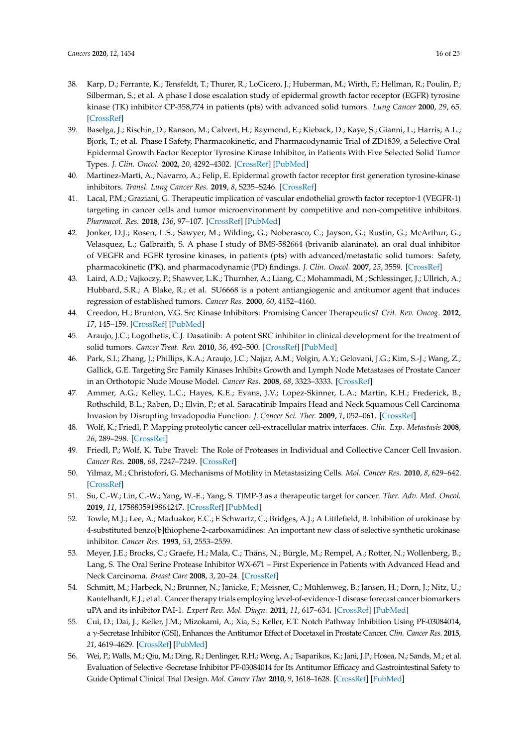38. Karp, D.; Ferrante, K.; Tensfeldt, T.; Thurer, R.; LoCicero, J.; Huberman, M.; Wirth, F.; Hellman, R.; Poulin, P.; Silberman, S.; et al. A phase I dose escalation study of epidermal growth factor receptor (EGFR) tyrosine kinase (TK) inhibitor CP-358,774 in patients (pts) with advanced solid tumors. *Lung Cancer* **2000**, *29*, 65. [CrossRef]
39. Baselga, J.; Rischin, D.; Ranson, M.; Calvert, H.; Raymond, E.; Kieback, D.; Kaye, S.; Gianni, L.; Harris, A.L.; Bjork, T.; et al. Phase I Safety, Pharmacokinetic, and Pharmacodynamic Trial of ZD1839, a Selective Oral Epidermal Growth Factor Receptor Tyrosine Kinase Inhibitor, in Patients With Five Selected Solid Tumor Types. *J. Clin. Oncol.* **2002**, *20*, 4292–4302. [CrossRef] [PubMed]
40. Martinez-Marti, A.; Navarro, A.; Felip, E. Epidermal growth factor receptor first generation tyrosine-kinase inhibitors. *Transl. Lung Cancer Res.* **2019**, *8*, S235–S246. [CrossRef]
41. Lacal, P.M.; Graziani, G. Therapeutic implication of vascular endothelial growth factor receptor-1 (VEGFR-1) targeting in cancer cells and tumor microenvironment by competitive and non-competitive inhibitors. *Pharmacol. Res.* **2018**, *136*, 97–107. [CrossRef] [PubMed]
42. Jonker, D.J.; Rosen, L.S.; Sawyer, M.; Wilding, G.; Noberasco, C.; Jayson, G.; Rustin, G.; McArthur, G.; Velasquez, L.; Galbraith, S. A phase I study of BMS-582664 (brivanib alaninate), an oral dual inhibitor of VEGFR and FGFR tyrosine kinases, in patients (pts) with advanced/metastatic solid tumors: Safety, pharmacokinetic (PK), and pharmacodynamic (PD) findings. *J. Clin. Oncol.* **2007**, *25*, 3559. [CrossRef]
43. Laird, A.D.; Vajkoczy, P.; Shawver, L.K.; Thurnher, A.; Liang, C.; Mohammadi, M.; Schlessinger, J.; Ullrich, A.; Hubbard, S.R.; A Blake, R.; et al. SU6668 is a potent antiangiogenic and antitumor agent that induces regression of established tumors. *Cancer Res.* **2000**, *60*, 4152–4160.
44. Creedon, H.; Brunton, V.G. Src Kinase Inhibitors: Promising Cancer Therapeutics? *Crit. Rev. Oncog.* **2012**, *17*, 145–159. [CrossRef] [PubMed]
45. Araujo, J.C.; Logothetis, C.J. Dasatinib: A potent SRC inhibitor in clinical development for the treatment of solid tumors. *Cancer Treat. Rev.* **2010**, *36*, 492–500. [CrossRef] [PubMed]
46. Park, S.I.; Zhang, J.; Phillips, K.A.; Araujo, J.C.; Najjar, A.M.; Volgin, A.Y.; Gelovani, J.G.; Kim, S.-J.; Wang, Z.; Gallick, G.E. Targeting Src Family Kinases Inhibits Growth and Lymph Node Metastases of Prostate Cancer in an Orthotopic Nude Mouse Model. *Cancer Res.* **2008**, *68*, 3323–3333. [CrossRef]
47. Ammer, A.G.; Kelley, L.C.; Hayes, K.E.; Evans, J.V.; Lopez-Skinner, L.A.; Martin, K.H.; Frederick, B.; Rothschild, B.L.; Raben, D.; Elvin, P.; et al. Saracatinib Impairs Head and Neck Squamous Cell Carcinoma Invasion by Disrupting Invadopodia Function. *J. Cancer Sci. Ther.* **2009**, *1*, 052–061. [CrossRef]
48. Wolf, K.; Friedl, P. Mapping proteolytic cancer cell-extracellular matrix interfaces. *Clin. Exp. Metastasis* **2008**, *26*, 289–298. [CrossRef]
49. Friedl, P.; Wolf, K. Tube Travel: The Role of Proteases in Individual and Collective Cancer Cell Invasion. *Cancer Res.* **2008**, *68*, 7247–7249. [CrossRef]
50. Yilmaz, M.; Christofori, G. Mechanisms of Motility in Metastasizing Cells. *Mol. Cancer Res.* **2010**, *8*, 629–642. [CrossRef]
51. Su, C.-W.; Lin, C.-W.; Yang, W.-E.; Yang, S. TIMP-3 as a therapeutic target for cancer. *Ther. Adv. Med. Oncol.* **2019**, *11*, 1758835919864247. [CrossRef] [PubMed]
52. Towle, M.J.; Lee, A.; Maduakor, E.C.; E Schwartz, C.; Bridges, A.J.; A Littlefield, B. Inhibition of urokinase by 4-substituted benzo[b]thiophene-2-carboxamidines: An important new class of selective synthetic urokinase inhibitor. *Cancer Res.* **1993**, *53*, 2553–2559.
53. Meyer, J.E.; Brocks, C.; Graefe, H.; Mala, C.; Thäns, N.; Bürgle, M.; Rempel, A.; Rotter, N.; Wollenberg, B.; Lang, S. The Oral Serine Protease Inhibitor WX-671 – First Experience in Patients with Advanced Head and Neck Carcinoma. *Breast Care* **2008**, *3*, 20–24. [CrossRef]
54. Schmitt, M.; Harbeck, N.; Brünner, N.; Jänicke, F.; Meisner, C.; Mühlenweg, B.; Jansen, H.; Dorn, J.; Nitz, U.; Kantelhardt, E.J.; et al. Cancer therapy trials employing level-of-evidence-1 disease forecast cancer biomarkers uPA and its inhibitor PAI-1. *Expert Rev. Mol. Diagn.* **2011**, *11*, 617–634. [CrossRef] [PubMed]
55. Cui, D.; Dai, J.; Keller, J.M.; Mizokami, A.; Xia, S.; Keller, E.T. Notch Pathway Inhibition Using PF-03084014, a γ-Secretase Inhibitor (GSI), Enhances the Antitumor Effect of Docetaxel in Prostate Cancer. *Clin. Cancer Res.* **2015**, *21*, 4619–4629. [CrossRef] [PubMed]
56. Wei, P.; Walls, M.; Qiu, M.; Ding, R.; Denlinger, R.H.; Wong, A.; Tsaparikos, K.; Jani, J.P.; Hosea, N.; Sands, M.; et al. Evaluation of Selective -Secretase Inhibitor PF-03084014 for Its Antitumor Efficacy and Gastrointestinal Safety to Guide Optimal Clinical Trial Design. *Mol. Cancer Ther.* **2010**, *9*, 1618–1628. [CrossRef] [PubMed]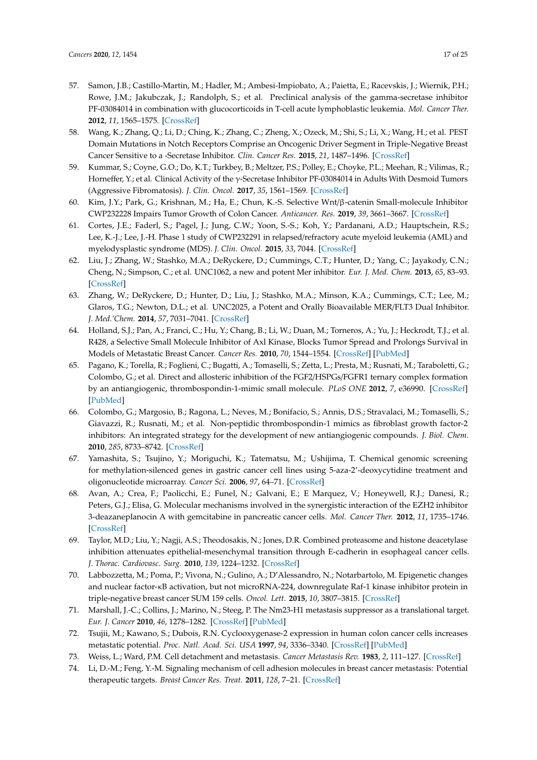57. Samon, J.B.; Castillo-Martin, M.; Hadler, M.; Ambesi-Impiobato, A.; Paietta, E.; Racevskis, J.; Wiernik, P.H.; Rowe, J.M.; Jakubczak, J.; Randolph, S.; et al. Preclinical analysis of the gamma-secretase inhibitor PF-03084014 in combination with glucocorticoids in T-cell acute lymphoblastic leukemia. *Mol. Cancer Ther.* **2012**, *11*, 1565–1575. [CrossRef]
58. Wang, K.; Zhang, Q.; Li, D.; Ching, K.; Zhang, C.; Zheng, X.; Ozeck, M.; Shi, S.; Li, X.; Wang, H.; et al. PEST Domain Mutations in Notch Receptors Comprise an Oncogenic Driver Segment in Triple-Negative Breast Cancer Sensitive to a -Secretase Inhibitor. *Clin. Cancer Res.* **2015**, *21*, 1487–1496. [CrossRef]
59. Kummar, S.; Coyne, G.O.; Do, K.T.; Turkbey, B.; Meltzer, P.S.; Polley, E.; Choyke, P.L.; Meehan, R.; Vilimas, R.; Horneffer, Y.; et al. Clinical Activity of the γ-Secretase Inhibitor PF-03084014 in Adults With Desmoid Tumors (Aggressive Fibromatosis). *J. Clin. Oncol.* **2017**, *35*, 1561–1569. [CrossRef]
60. Kim, J.Y.; Park, G.; Krishnan, M.; Ha, E.; Chun, K.-S. Selective Wnt/β-catenin Small-molecule Inhibitor CWP232228 Impairs Tumor Growth of Colon Cancer. *Anticancer. Res.* **2019**, *39*, 3661–3667. [CrossRef]
61. Cortes, J.E.; Faderl, S.; Pagel, J.; Jung, C.W.; Yoon, S.-S.; Koh, Y.; Pardanani, A.D.; Hauptschein, R.S.; Lee, K.-J.; Lee, J.-H. Phase 1 study of CWP232291 in relapsed/refractory acute myeloid leukemia (AML) and myelodysplastic syndrome (MDS). *J. Clin. Oncol.* **2015**, *33*, 7044. [CrossRef]
62. Liu, J.; Zhang, W.; Stashko, M.A.; DeRyckere, D.; Cummings, C.T.; Hunter, D.; Yang, C.; Jayakody, C.N.; Cheng, N.; Simpson, C.; et al. UNC1062, a new and potent Mer inhibitor. *Eur. J. Med. Chem.* **2013**, *65*, 83–93. [CrossRef]
63. Zhang, W.; DeRyckere, D.; Hunter, D.; Liu, J.; Stashko, M.A.; Minson, K.A.; Cummings, C.T.; Lee, M.; Glaros, T.G.; Newton, D.L.; et al. UNC2025, a Potent and Orally Bioavailable MER/FLT3 Dual Inhibitor. *J. Med.'Chem.* **2014**, *57*, 7031–7041. [CrossRef]
64. Holland, S.J.; Pan, A.; Franci, C.; Hu, Y.; Chang, B.; Li, W.; Duan, M.; Torneros, A.; Yu, J.; Heckrodt, T.J.; et al. R428, a Selective Small Molecule Inhibitor of Axl Kinase, Blocks Tumor Spread and Prolongs Survival in Models of Metastatic Breast Cancer. *Cancer Res.* **2010**, *70*, 1544–1554. [CrossRef] [PubMed]
65. Pagano, K.; Torella, R.; Foglieni, C.; Bugatti, A.; Tomaselli, S.; Zetta, L.; Presta, M.; Rusnati, M.; Taraboletti, G.; Colombo, G.; et al. Direct and allosteric inhibition of the FGF2/HSPGs/FGFR1 ternary complex formation by an antiangiogenic, thrombospondin-1-mimic small molecule. *PLoS ONE* **2012**, *7*, e36990. [CrossRef] [PubMed]
66. Colombo, G.; Margosio, B.; Ragona, L.; Neves, M.; Bonifacio, S.; Annis, D.S.; Stravalaci, M.; Tomaselli, S.; Giavazzi, R.; Rusnati, M.; et al. Non-peptidic thrombospondin-1 mimics as fibroblast growth factor-2 inhibitors: An integrated strategy for the development of new antiangiogenic compounds. *J. Biol. Chem.* **2010**, *285*, 8733–8742. [CrossRef]
67. Yamashita, S.; Tsujino, Y.; Moriguchi, K.; Tatematsu, M.; Ushijima, T. Chemical genomic screening for methylation-silenced genes in gastric cancer cell lines using 5-aza-2′-deoxycytidine treatment and oligonucleotide microarray. *Cancer Sci.* **2006**, *97*, 64–71. [CrossRef]
68. Avan, A.; Crea, F.; Paolicchi, E.; Funel, N.; Galvani, E.; E Marquez, V.; Honeywell, R.J.; Danesi, R.; Peters, G.J.; Elisa, G. Molecular mechanisms involved in the synergistic interaction of the EZH2 inhibitor 3-deazaneplanocin A with gemcitabine in pancreatic cancer cells. *Mol. Cancer Ther.* **2012**, *11*, 1735–1746. [CrossRef]
69. Taylor, M.D.; Liu, Y.; Nagji, A.S.; Theodosakis, N.; Jones, D.R. Combined proteasome and histone deacetylase inhibition attenuates epithelial-mesenchymal transition through E-cadherin in esophageal cancer cells. *J. Thorac. Cardiovasc. Surg.* **2010**, *139*, 1224–1232. [CrossRef]
70. Labbozzetta, M.; Poma, P.; Vivona, N.; Gulino, A.; D'Alessandro, N.; Notarbartolo, M. Epigenetic changes and nuclear factor-κB activation, but not microRNA-224, downregulate Raf-1 kinase inhibitor protein in triple-negative breast cancer SUM 159 cells. *Oncol. Lett.* **2015**, *10*, 3807–3815. [CrossRef]
71. Marshall, J.-C.; Collins, J.; Marino, N.; Steeg, P. The Nm23-H1 metastasis suppressor as a translational target. *Eur. J. Cancer* **2010**, *46*, 1278–1282. [CrossRef] [PubMed]
72. Tsujii, M.; Kawano, S.; Dubois, R.N. Cyclooxygenase-2 expression in human colon cancer cells increases metastatic potential. *Proc. Natl. Acad. Sci. USA* **1997**, *94*, 3336–3340. [CrossRef] [PubMed]
73. Weiss, L.; Ward, P.M. Cell detachment and metastasis. *Cancer Metastasis Rev.* **1983**, *2*, 111–127. [CrossRef]
74. Li, D.-M.; Feng, Y.-M. Signaling mechanism of cell adhesion molecules in breast cancer metastasis: Potential therapeutic targets. *Breast Cancer Res. Treat.* **2011**, *128*, 7–21. [CrossRef]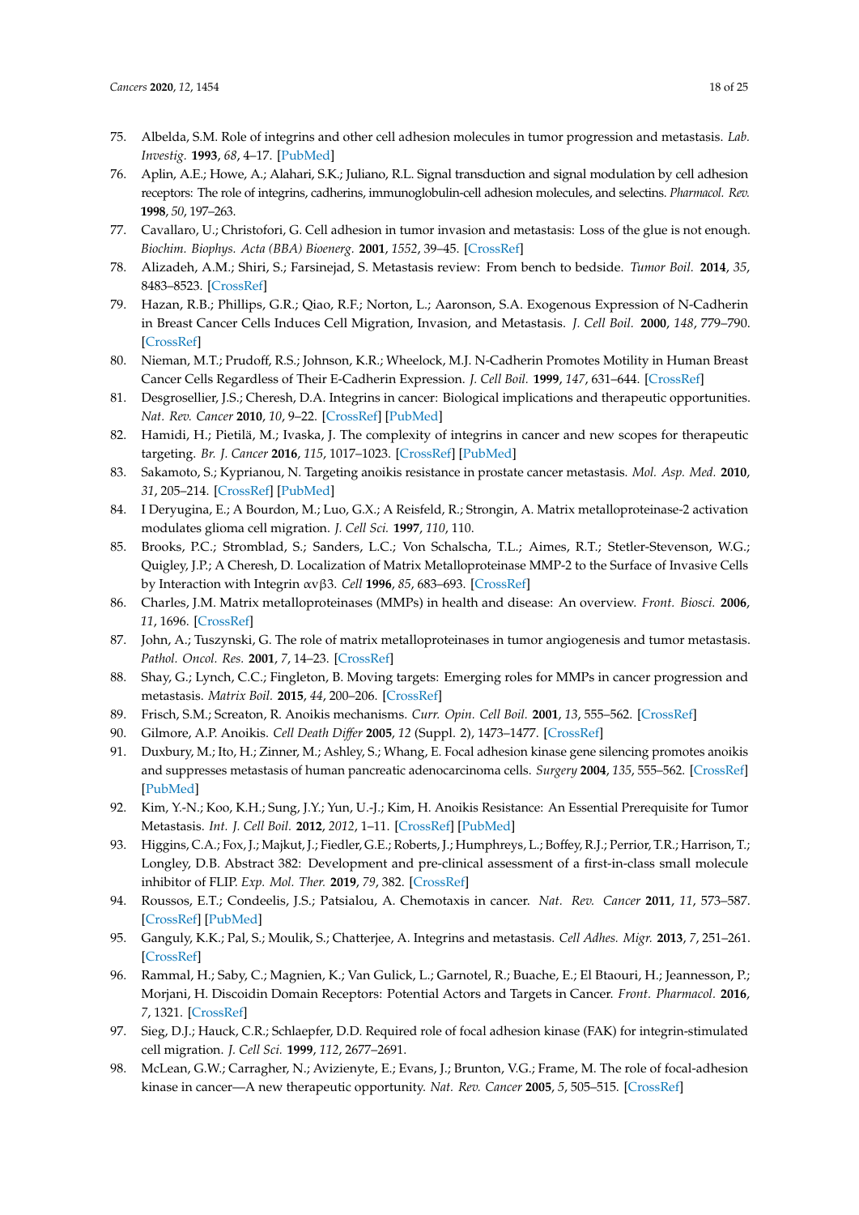75. Albelda, S.M. Role of integrins and other cell adhesion molecules in tumor progression and metastasis. *Lab. Investig.* **1993**, *68*, 4–17. [PubMed]
76. Aplin, A.E.; Howe, A.; Alahari, S.K.; Juliano, R.L. Signal transduction and signal modulation by cell adhesion receptors: The role of integrins, cadherins, immunoglobulin-cell adhesion molecules, and selectins. *Pharmacol. Rev.* **1998**, *50*, 197–263.
77. Cavallaro, U.; Christofori, G. Cell adhesion in tumor invasion and metastasis: Loss of the glue is not enough. *Biochim. Biophys. Acta (BBA) Bioenerg.* **2001**, *1552*, 39–45. [CrossRef]
78. Alizadeh, A.M.; Shiri, S.; Farsinejad, S. Metastasis review: From bench to bedside. *Tumor Boil.* **2014**, *35*, 8483–8523. [CrossRef]
79. Hazan, R.B.; Phillips, G.R.; Qiao, R.F.; Norton, L.; Aaronson, S.A. Exogenous Expression of N-Cadherin in Breast Cancer Cells Induces Cell Migration, Invasion, and Metastasis. *J. Cell Boil.* **2000**, *148*, 779–790. [CrossRef]
80. Nieman, M.T.; Prudoff, R.S.; Johnson, K.R.; Wheelock, M.J. N-Cadherin Promotes Motility in Human Breast Cancer Cells Regardless of Their E-Cadherin Expression. *J. Cell Boil.* **1999**, *147*, 631–644. [CrossRef]
81. Desgrosellier, J.S.; Cheresh, D.A. Integrins in cancer: Biological implications and therapeutic opportunities. *Nat. Rev. Cancer* **2010**, *10*, 9–22. [CrossRef] [PubMed]
82. Hamidi, H.; Pietilä, M.; Ivaska, J. The complexity of integrins in cancer and new scopes for therapeutic targeting. *Br. J. Cancer* **2016**, *115*, 1017–1023. [CrossRef] [PubMed]
83. Sakamoto, S.; Kyprianou, N. Targeting anoikis resistance in prostate cancer metastasis. *Mol. Asp. Med.* **2010**, *31*, 205–214. [CrossRef] [PubMed]
84. I Deryugina, E.; A Bourdon, M.; Luo, G.X.; A Reisfeld, R.; Strongin, A. Matrix metalloproteinase-2 activation modulates glioma cell migration. *J. Cell Sci.* **1997**, *110*, 110.
85. Brooks, P.C.; Stromblad, S.; Sanders, L.C.; Von Schalscha, T.L.; Aimes, R.T.; Stetler-Stevenson, W.G.; Quigley, J.P.; A Cheresh, D. Localization of Matrix Metalloproteinase MMP-2 to the Surface of Invasive Cells by Interaction with Integrin $\alpha v\beta 3$. *Cell* **1996**, *85*, 683–693. [CrossRef]
86. Charles, J.M. Matrix metalloproteinases (MMPs) in health and disease: An overview. *Front. Biosci.* **2006**, *11*, 1696. [CrossRef]
87. John, A.; Tuszynski, G. The role of matrix metalloproteinases in tumor angiogenesis and tumor metastasis. *Pathol. Oncol. Res.* **2001**, *7*, 14–23. [CrossRef]
88. Shay, G.; Lynch, C.C.; Fingleton, B. Moving targets: Emerging roles for MMPs in cancer progression and metastasis. *Matrix Boil.* **2015**, *44*, 200–206. [CrossRef]
89. Frisch, S.M.; Screaton, R. Anoikis mechanisms. *Curr. Opin. Cell Boil.* **2001**, *13*, 555–562. [CrossRef]
90. Gilmore, A.P. Anoikis. *Cell Death Differ* **2005**, *12* (Suppl. 2), 1473–1477. [CrossRef]
91. Duxbury, M.; Ito, H.; Zinner, M.; Ashley, S.; Whang, E. Focal adhesion kinase gene silencing promotes anoikis and suppresses metastasis of human pancreatic adenocarcinoma cells. *Surgery* **2004**, *135*, 555–562. [CrossRef] [PubMed]
92. Kim, Y.-N.; Koo, K.H.; Sung, J.Y.; Yun, U.-J.; Kim, H. Anoikis Resistance: An Essential Prerequisite for Tumor Metastasis. *Int. J. Cell Boil.* **2012**, *2012*, 1–11. [CrossRef] [PubMed]
93. Higgins, C.A.; Fox, J.; Majkut, J.; Fiedler, G.E.; Roberts, J.; Humphreys, L.; Boffey, R.J.; Perrior, T.R.; Harrison, T.; Longley, D.B. Abstract 382: Development and pre-clinical assessment of a first-in-class small molecule inhibitor of FLIP. *Exp. Mol. Ther.* **2019**, *79*, 382. [CrossRef]
94. Roussos, E.T.; Condeelis, J.S.; Patsialou, A. Chemotaxis in cancer. *Nat. Rev. Cancer* **2011**, *11*, 573–587. [CrossRef] [PubMed]
95. Ganguly, K.K.; Pal, S.; Moulik, S.; Chatterjee, A. Integrins and metastasis. *Cell Adhes. Migr.* **2013**, *7*, 251–261. [CrossRef]
96. Rammal, H.; Saby, C.; Magnien, K.; Van Gulick, L.; Garnotel, R.; Buache, E.; El Btaouri, H.; Jeannesson, P.; Morjani, H. Discoidin Domain Receptors: Potential Actors and Targets in Cancer. *Front. Pharmacol.* **2016**, *7*, 1321. [CrossRef]
97. Sieg, D.J.; Hauck, C.R.; Schlaepfer, D.D. Required role of focal adhesion kinase (FAK) for integrin-stimulated cell migration. *J. Cell Sci.* **1999**, *112*, 2677–2691.
98. McLean, G.W.; Carragher, N.; Avizienyte, E.; Evans, J.; Brunton, V.G.; Frame, M. The role of focal-adhesion kinase in cancer—A new therapeutic opportunity. *Nat. Rev. Cancer* **2005**, *5*, 505–515. [CrossRef]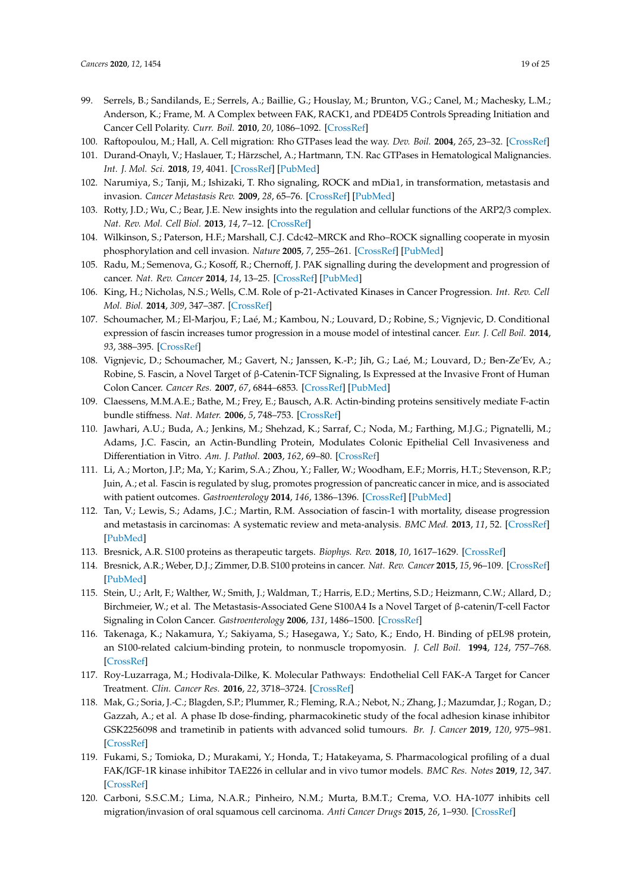99. Serrels, B.; Sandilands, E.; Serrels, A.; Baillie, G.; Houslay, M.; Brunton, V.G.; Canel, M.; Machesky, L.M.; Anderson, K.; Frame, M. A Complex between FAK, RACK1, and PDE4D5 Controls Spreading Initiation and Cancer Cell Polarity. *Curr. Boil.* **2010**, *20*, 1086–1092. [CrossRef]
100. Raftopoulou, M.; Hall, A. Cell migration: Rho GTPases lead the way. *Dev. Boil.* **2004**, *265*, 23–32. [CrossRef]
101. Durand-Onaylı, V.; Haslauer, T.; Härzschel, A.; Hartmann, T.N. Rac GTPases in Hematological Malignancies. *Int. J. Mol. Sci.* **2018**, *19*, 4041. [CrossRef] [PubMed]
102. Narumiya, S.; Tanji, M.; Ishizaki, T. Rho signaling, ROCK and mDia1, in transformation, metastasis and invasion. *Cancer Metastasis Rev.* **2009**, *28*, 65–76. [CrossRef] [PubMed]
103. Rotty, J.D.; Wu, C.; Bear, J.E. New insights into the regulation and cellular functions of the ARP2/3 complex. *Nat. Rev. Mol. Cell Biol.* **2013**, *14*, 7–12. [CrossRef]
104. Wilkinson, S.; Paterson, H.F.; Marshall, C.J. Cdc42–MRCK and Rho–ROCK signalling cooperate in myosin phosphorylation and cell invasion. *Nature* **2005**, *7*, 255–261. [CrossRef] [PubMed]
105. Radu, M.; Semenova, G.; Kosoff, R.; Chernoff, J. PAK signalling during the development and progression of cancer. *Nat. Rev. Cancer* **2014**, *14*, 13–25. [CrossRef] [PubMed]
106. King, H.; Nicholas, N.S.; Wells, C.M. Role of p-21-Activated Kinases in Cancer Progression. *Int. Rev. Cell Mol. Biol.* **2014**, *309*, 347–387. [CrossRef]
107. Schoumacher, M.; El-Marjou, F.; Laé, M.; Kambou, N.; Louvard, D.; Robine, S.; Vignjevic, D. Conditional expression of fascin increases tumor progression in a mouse model of intestinal cancer. *Eur. J. Cell Boil.* **2014**, *93*, 388–395. [CrossRef]
108. Vignjevic, D.; Schoumacher, M.; Gavert, N.; Janssen, K.-P.; Jih, G.; Laé, M.; Louvard, D.; Ben-Ze'Ev, A.; Robine, S. Fascin, a Novel Target of β-Catenin-TCF Signaling, Is Expressed at the Invasive Front of Human Colon Cancer. *Cancer Res.* **2007**, *67*, 6844–6853. [CrossRef] [PubMed]
109. Claessens, M.M.A.E.; Bathe, M.; Frey, E.; Bausch, A.R. Actin-binding proteins sensitively mediate F-actin bundle stiffness. *Nat. Mater.* **2006**, *5*, 748–753. [CrossRef]
110. Jawhari, A.U.; Buda, A.; Jenkins, M.; Shehzad, K.; Sarraf, C.; Noda, M.; Farthing, M.J.G.; Pignatelli, M.; Adams, J.C. Fascin, an Actin-Bundling Protein, Modulates Colonic Epithelial Cell Invasiveness and Differentiation in Vitro. *Am. J. Pathol.* **2003**, *162*, 69–80. [CrossRef]
111. Li, A.; Morton, J.P.; Ma, Y.; Karim, S.A.; Zhou, Y.; Faller, W.; Woodham, E.F.; Morris, H.T.; Stevenson, R.P.; Juin, A.; et al. Fascin is regulated by slug, promotes progression of pancreatic cancer in mice, and is associated with patient outcomes. *Gastroenterology* **2014**, *146*, 1386–1396. [CrossRef] [PubMed]
112. Tan, V.; Lewis, S.; Adams, J.C.; Martin, R.M. Association of fascin-1 with mortality, disease progression and metastasis in carcinomas: A systematic review and meta-analysis. *BMC Med.* **2013**, *11*, 52. [CrossRef] [PubMed]
113. Bresnick, A.R. S100 proteins as therapeutic targets. *Biophys. Rev.* **2018**, *10*, 1617–1629. [CrossRef]
114. Bresnick, A.R.; Weber, D.J.; Zimmer, D.B. S100 proteins in cancer. *Nat. Rev. Cancer* **2015**, *15*, 96–109. [CrossRef] [PubMed]
115. Stein, U.; Arlt, F.; Walther, W.; Smith, J.; Waldman, T.; Harris, E.D.; Mertins, S.D.; Heizmann, C.W.; Allard, D.; Birchmeier, W.; et al. The Metastasis-Associated Gene S100A4 Is a Novel Target of β-catenin/T-cell Factor Signaling in Colon Cancer. *Gastroenterology* **2006**, *131*, 1486–1500. [CrossRef]
116. Takenaga, K.; Nakamura, Y.; Sakiyama, S.; Hasegawa, Y.; Sato, K.; Endo, H. Binding of pEL98 protein, an S100-related calcium-binding protein, to nonmuscle tropomyosin. *J. Cell Boil.* **1994**, *124*, 757–768. [CrossRef]
117. Roy-Luzarraga, M.; Hodivala-Dilke, K. Molecular Pathways: Endothelial Cell FAK-A Target for Cancer Treatment. *Clin. Cancer Res.* **2016**, *22*, 3718–3724. [CrossRef]
118. Mak, G.; Soria, J.-C.; Blagden, S.P.; Plummer, R.; Fleming, R.A.; Nebot, N.; Zhang, J.; Mazumdar, J.; Rogan, D.; Gazzah, A.; et al. A phase Ib dose-finding, pharmacokinetic study of the focal adhesion kinase inhibitor GSK2256098 and trametinib in patients with advanced solid tumours. *Br. J. Cancer* **2019**, *120*, 975–981. [CrossRef]
119. Fukami, S.; Tomioka, D.; Murakami, Y.; Honda, T.; Hatakeyama, S. Pharmacological profiling of a dual FAK/IGF-1R kinase inhibitor TAE226 in cellular and in vivo tumor models. *BMC Res. Notes* **2019**, *12*, 347. [CrossRef]
120. Carboni, S.S.C.M.; Lima, N.A.R.; Pinheiro, N.M.; Murta, B.M.T.; Crema, V.O. HA-1077 inhibits cell migration/invasion of oral squamous cell carcinoma. *Anti Cancer Drugs* **2015**, *26*, 1–930. [CrossRef]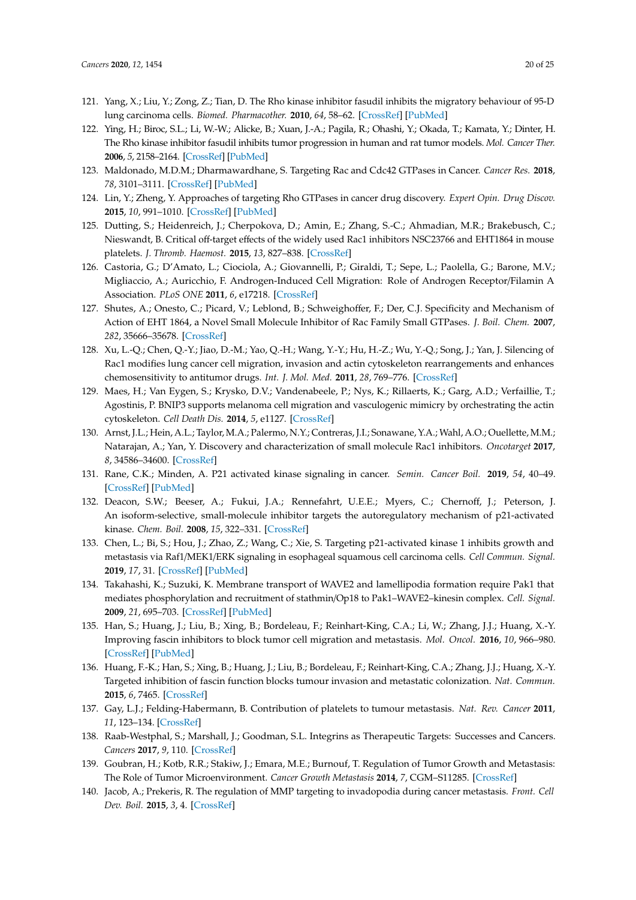121. Yang, X.; Liu, Y.; Zong, Z.; Tian, D. The Rho kinase inhibitor fasudil inhibits the migratory behaviour of 95-D lung carcinoma cells. *Biomed. Pharmacother.* **2010**, *64*, 58–62. [CrossRef] [PubMed]
122. Ying, H.; Biroc, S.L.; Li, W.-W.; Alicke, B.; Xuan, J.-A.; Pagila, R.; Ohashi, Y.; Okada, T.; Kamata, Y.; Dinter, H. The Rho kinase inhibitor fasudil inhibits tumor progression in human and rat tumor models. *Mol. Cancer Ther.* **2006**, *5*, 2158–2164. [CrossRef] [PubMed]
123. Maldonado, M.D.M.; Dharmawardhane, S. Targeting Rac and Cdc42 GTPases in Cancer. *Cancer Res.* **2018**, *78*, 3101–3111. [CrossRef] [PubMed]
124. Lin, Y.; Zheng, Y. Approaches of targeting Rho GTPases in cancer drug discovery. *Expert Opin. Drug Discov.* **2015**, *10*, 991–1010. [CrossRef] [PubMed]
125. Dutting, S.; Heidenreich, J.; Cherpokova, D.; Amin, E.; Zhang, S.-C.; Ahmadian, M.R.; Brakebusch, C.; Nieswandt, B. Critical off-target effects of the widely used Rac1 inhibitors NSC23766 and EHT1864 in mouse platelets. *J. Thromb. Haemost.* **2015**, *13*, 827–838. [CrossRef]
126. Castoria, G.; D'Amato, L.; Ciociola, A.; Giovannelli, P.; Giraldi, T.; Sepe, L.; Paolella, G.; Barone, M.V.; Migliaccio, A.; Auricchio, F. Androgen-Induced Cell Migration: Role of Androgen Receptor/Filamin A Association. *PLoS ONE* **2011**, *6*, e17218. [CrossRef]
127. Shutes, A.; Onesto, C.; Picard, V.; Leblond, B.; Schweighoffer, F.; Der, C.J. Specificity and Mechanism of Action of EHT 1864, a Novel Small Molecule Inhibitor of Rac Family Small GTPases. *J. Boil. Chem.* **2007**, *282*, 35666–35678. [CrossRef]
128. Xu, L.-Q.; Chen, Q.-Y.; Jiao, D.-M.; Yao, Q.-H.; Wang, Y.-Y.; Hu, H.-Z.; Wu, Y.-Q.; Song, J.; Yan, J. Silencing of Rac1 modifies lung cancer cell migration, invasion and actin cytoskeleton rearrangements and enhances chemosensitivity to antitumor drugs. *Int. J. Mol. Med.* **2011**, *28*, 769–776. [CrossRef]
129. Maes, H.; Van Eygen, S.; Krysko, D.V.; Vandenabeele, P.; Nys, K.; Rillaerts, K.; Garg, A.D.; Verfaillie, T.; Agostinis, P. BNIP3 supports melanoma cell migration and vasculogenic mimicry by orchestrating the actin cytoskeleton. *Cell Death Dis.* **2014**, *5*, e1127. [CrossRef]
130. Arnst, J.L.; Hein, A.L.; Taylor, M.A.; Palermo, N.Y.; Contreras, J.I.; Sonawane, Y.A.; Wahl, A.O.; Ouellette, M.M.; Natarajan, A.; Yan, Y. Discovery and characterization of small molecule Rac1 inhibitors. *Oncotarget* **2017**, *8*, 34586–34600. [CrossRef]
131. Rane, C.K.; Minden, A. P21 activated kinase signaling in cancer. *Semin. Cancer Boil.* **2019**, *54*, 40–49. [CrossRef] [PubMed]
132. Deacon, S.W.; Beeser, A.; Fukui, J.A.; Rennefahrt, U.E.E.; Myers, C.; Chernoff, J.; Peterson, J. An isoform-selective, small-molecule inhibitor targets the autoregulatory mechanism of p21-activated kinase. *Chem. Boil.* **2008**, *15*, 322–331. [CrossRef]
133. Chen, L.; Bi, S.; Hou, J.; Zhao, Z.; Wang, C.; Xie, S. Targeting p21-activated kinase 1 inhibits growth and metastasis via Raf1/MEK1/ERK signaling in esophageal squamous cell carcinoma cells. *Cell Commun. Signal.* **2019**, *17*, 31. [CrossRef] [PubMed]
134. Takahashi, K.; Suzuki, K. Membrane transport of WAVE2 and lamellipodia formation require Pak1 that mediates phosphorylation and recruitment of stathmin/Op18 to Pak1–WAVE2–kinesin complex. *Cell. Signal.* **2009**, *21*, 695–703. [CrossRef] [PubMed]
135. Han, S.; Huang, J.; Liu, B.; Xing, B.; Bordeleau, F.; Reinhart-King, C.A.; Li, W.; Zhang, J.J.; Huang, X.-Y. Improving fascin inhibitors to block tumor cell migration and metastasis. *Mol. Oncol.* **2016**, *10*, 966–980. [CrossRef] [PubMed]
136. Huang, F.-K.; Han, S.; Xing, B.; Huang, J.; Liu, B.; Bordeleau, F.; Reinhart-King, C.A.; Zhang, J.J.; Huang, X.-Y. Targeted inhibition of fascin function blocks tumour invasion and metastatic colonization. *Nat. Commun.* **2015**, *6*, 7465. [CrossRef]
137. Gay, L.J.; Felding-Habermann, B. Contribution of platelets to tumour metastasis. *Nat. Rev. Cancer* **2011**, *11*, 123–134. [CrossRef]
138. Raab-Westphal, S.; Marshall, J.; Goodman, S.L. Integrins as Therapeutic Targets: Successes and Cancers. *Cancers* **2017**, *9*, 110. [CrossRef]
139. Goubran, H.; Kotb, R.R.; Stakiw, J.; Emara, M.E.; Burnouf, T. Regulation of Tumor Growth and Metastasis: The Role of Tumor Microenvironment. *Cancer Growth Metastasis* **2014**, *7*, CGM–S11285. [CrossRef]
140. Jacob, A.; Prekeris, R. The regulation of MMP targeting to invadopodia during cancer metastasis. *Front. Cell Dev. Boil.* **2015**, *3*, 4. [CrossRef]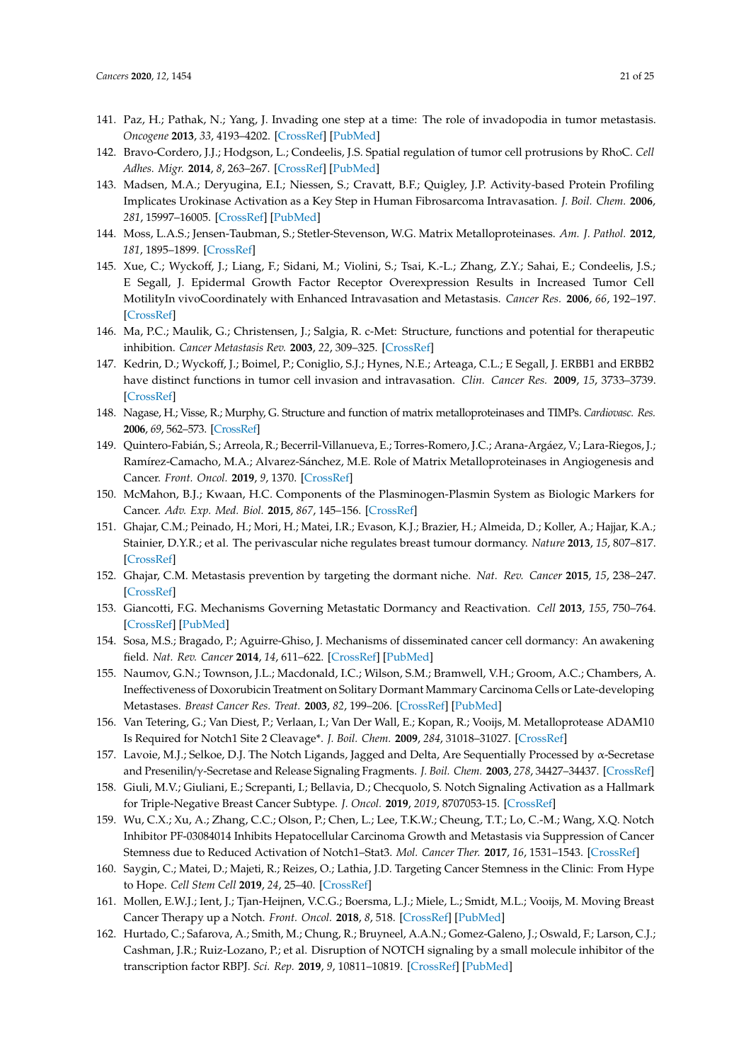141. Paz, H.; Pathak, N.; Yang, J. Invading one step at a time: The role of invadopodia in tumor metastasis. *Oncogene* **2013**, *33*, 4193–4202. [CrossRef] [PubMed]
142. Bravo-Cordero, J.J.; Hodgson, L.; Condeelis, J.S. Spatial regulation of tumor cell protrusions by RhoC. *Cell Adhes. Migr.* **2014**, *8*, 263–267. [CrossRef] [PubMed]
143. Madsen, M.A.; Deryugina, E.I.; Niessen, S.; Cravatt, B.F.; Quigley, J.P. Activity-based Protein Profiling Implicates Urokinase Activation as a Key Step in Human Fibrosarcoma Intravasation. *J. Boil. Chem.* **2006**, *281*, 15997–16005. [CrossRef] [PubMed]
144. Moss, L.A.S.; Jensen-Taubman, S.; Stetler-Stevenson, W.G. Matrix Metalloproteinases. *Am. J. Pathol.* **2012**, *181*, 1895–1899. [CrossRef]
145. Xue, C.; Wyckoff, J.; Liang, F.; Sidani, M.; Violini, S.; Tsai, K.-L.; Zhang, Z.Y.; Sahai, E.; Condeelis, J.S.; E Segall, J. Epidermal Growth Factor Receptor Overexpression Results in Increased Tumor Cell MotilityIn vivoCoordinately with Enhanced Intravasation and Metastasis. *Cancer Res.* **2006**, *66*, 192–197. [CrossRef]
146. Ma, P.C.; Maulik, G.; Christensen, J.; Salgia, R. c-Met: Structure, functions and potential for therapeutic inhibition. *Cancer Metastasis Rev.* **2003**, *22*, 309–325. [CrossRef]
147. Kedrin, D.; Wyckoff, J.; Boimel, P.; Coniglio, S.J.; Hynes, N.E.; Arteaga, C.L.; E Segall, J. ERBB1 and ERBB2 have distinct functions in tumor cell invasion and intravasation. *Clin. Cancer Res.* **2009**, *15*, 3733–3739. [CrossRef]
148. Nagase, H.; Visse, R.; Murphy, G. Structure and function of matrix metalloproteinases and TIMPs. *Cardiovasc. Res.* **2006**, *69*, 562–573. [CrossRef]
149. Quintero-Fabián, S.; Arreola, R.; Becerril-Villanueva, E.; Torres-Romero, J.C.; Arana-Argáez, V.; Lara-Riegos, J.; Ramírez-Camacho, M.A.; Alvarez-Sánchez, M.E. Role of Matrix Metalloproteinases in Angiogenesis and Cancer. *Front. Oncol.* **2019**, *9*, 1370. [CrossRef]
150. McMahon, B.J.; Kwaan, H.C. Components of the Plasminogen-Plasmin System as Biologic Markers for Cancer. *Adv. Exp. Med. Biol.* **2015**, *867*, 145–156. [CrossRef]
151. Ghajar, C.M.; Peinado, H.; Mori, H.; Matei, I.R.; Evason, K.J.; Brazier, H.; Almeida, D.; Koller, A.; Hajjar, K.A.; Stainier, D.Y.R.; et al. The perivascular niche regulates breast tumour dormancy. *Nature* **2013**, *15*, 807–817. [CrossRef]
152. Ghajar, C.M. Metastasis prevention by targeting the dormant niche. *Nat. Rev. Cancer* **2015**, *15*, 238–247. [CrossRef]
153. Giancotti, F.G. Mechanisms Governing Metastatic Dormancy and Reactivation. *Cell* **2013**, *155*, 750–764. [CrossRef] [PubMed]
154. Sosa, M.S.; Bragado, P.; Aguirre-Ghiso, J. Mechanisms of disseminated cancer cell dormancy: An awakening field. *Nat. Rev. Cancer* **2014**, *14*, 611–622. [CrossRef] [PubMed]
155. Naumov, G.N.; Townson, J.L.; Macdonald, I.C.; Wilson, S.M.; Bramwell, V.H.; Groom, A.C.; Chambers, A. Ineffectiveness of Doxorubicin Treatment on Solitary Dormant Mammary Carcinoma Cells or Late-developing Metastases. *Breast Cancer Res. Treat.* **2003**, *82*, 199–206. [CrossRef] [PubMed]
156. Van Tetering, G.; Van Diest, P.; Verlaan, I.; Van Der Wall, E.; Kopan, R.; Vooijs, M. Metalloprotease ADAM10 Is Required for Notch1 Site 2 Cleavage*. *J. Boil. Chem.* **2009**, *284*, 31018–31027. [CrossRef]
157. Lavoie, M.J.; Selkoe, D.J. The Notch Ligands, Jagged and Delta, Are Sequentially Processed by α-Secretase and Presenilin/γ-Secretase and Release Signaling Fragments. *J. Boil. Chem.* **2003**, *278*, 34427–34437. [CrossRef]
158. Giuli, M.V.; Giuliani, E.; Screpanti, I.; Bellavia, D.; Checquolo, S. Notch Signaling Activation as a Hallmark for Triple-Negative Breast Cancer Subtype. *J. Oncol.* **2019**, *2019*, 8707053-15. [CrossRef]
159. Wu, C.X.; Xu, A.; Zhang, C.C.; Olson, P.; Chen, L.; Lee, T.K.W.; Cheung, T.T.; Lo, C.-M.; Wang, X.Q. Notch Inhibitor PF-03084014 Inhibits Hepatocellular Carcinoma Growth and Metastasis via Suppression of Cancer Stemness due to Reduced Activation of Notch1–Stat3. *Mol. Cancer Ther.* **2017**, *16*, 1531–1543. [CrossRef]
160. Saygin, C.; Matei, D.; Majeti, R.; Reizes, O.; Lathia, J.D. Targeting Cancer Stemness in the Clinic: From Hype to Hope. *Cell Stem Cell* **2019**, *24*, 25–40. [CrossRef]
161. Mollen, E.W.J.; Ient, J.; Tjan-Heijnen, V.C.G.; Boersma, L.J.; Miele, L.; Smidt, M.L.; Vooijs, M. Moving Breast Cancer Therapy up a Notch. *Front. Oncol.* **2018**, *8*, 518. [CrossRef] [PubMed]
162. Hurtado, C.; Safarova, A.; Smith, M.; Chung, R.; Bruyneel, A.A.N.; Gomez-Galeno, J.; Oswald, F.; Larson, C.J.; Cashman, J.R.; Ruiz-Lozano, P.; et al. Disruption of NOTCH signaling by a small molecule inhibitor of the transcription factor RBPJ. *Sci. Rep.* **2019**, *9*, 10811–10819. [CrossRef] [PubMed]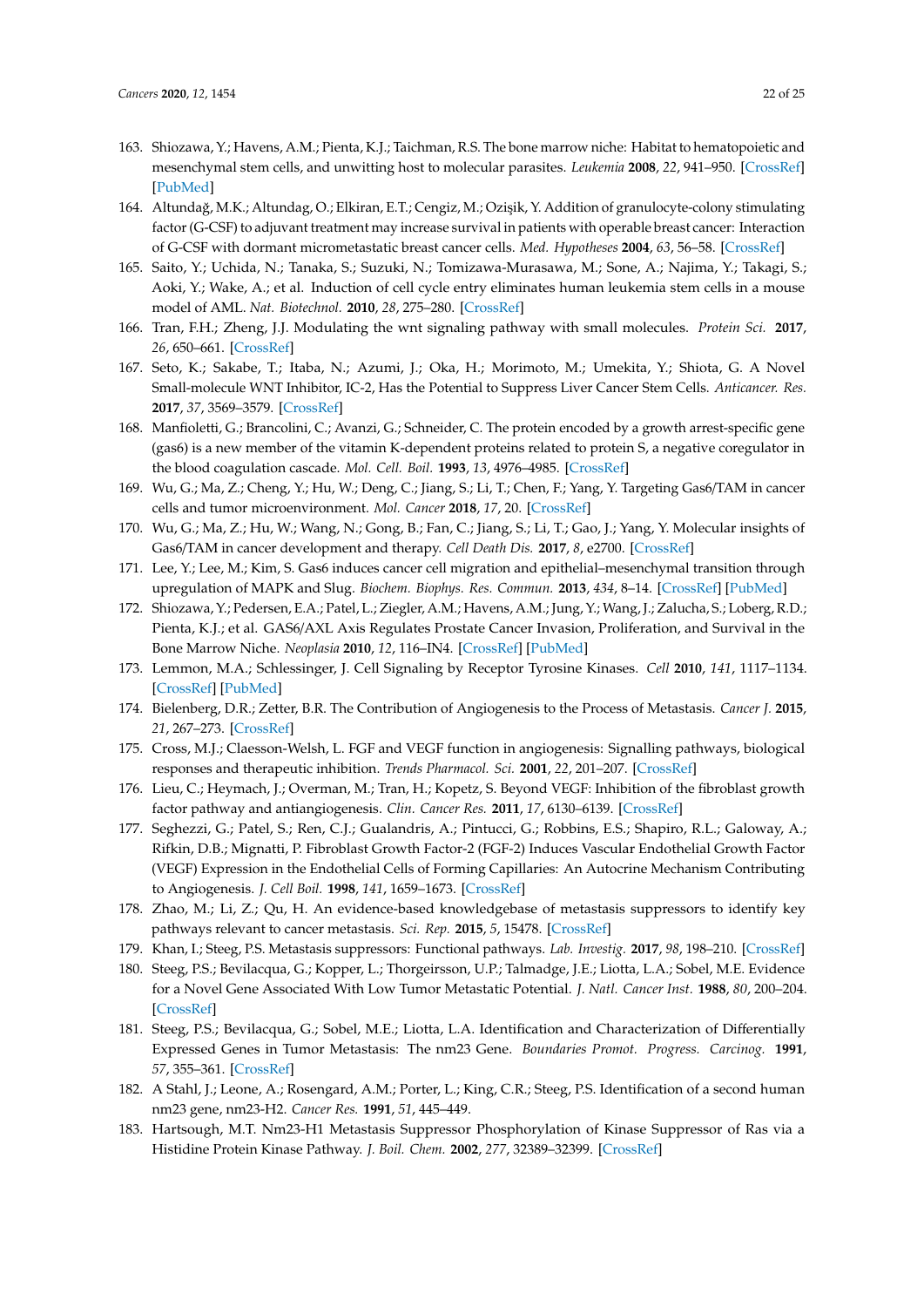163. Shiozawa, Y.; Havens, A.M.; Pienta, K.J.; Taichman, R.S. The bone marrow niche: Habitat to hematopoietic and mesenchymal stem cells, and unwitting host to molecular parasites. *Leukemia* **2008**, *22*, 941–950. [CrossRef] [PubMed]
164. Altundağ, M.K.; Altundag, O.; Elkiran, E.T.; Cengiz, M.; Ozişik, Y. Addition of granulocyte-colony stimulating factor (G-CSF) to adjuvant treatment may increase survival in patients with operable breast cancer: Interaction of G-CSF with dormant micrometastatic breast cancer cells. *Med. Hypotheses* **2004**, *63*, 56–58. [CrossRef]
165. Saito, Y.; Uchida, N.; Tanaka, S.; Suzuki, N.; Tomizawa-Murasawa, M.; Sone, A.; Najima, Y.; Takagi, S.; Aoki, Y.; Wake, A.; et al. Induction of cell cycle entry eliminates human leukemia stem cells in a mouse model of AML. *Nat. Biotechnol.* **2010**, *28*, 275–280. [CrossRef]
166. Tran, F.H.; Zheng, J.J. Modulating the wnt signaling pathway with small molecules. *Protein Sci.* **2017**, *26*, 650–661. [CrossRef]
167. Seto, K.; Sakabe, T.; Itaba, N.; Azumi, J.; Oka, H.; Morimoto, M.; Umekita, Y.; Shiota, G. A Novel Small-molecule WNT Inhibitor, IC-2, Has the Potential to Suppress Liver Cancer Stem Cells. *Anticancer. Res.* **2017**, *37*, 3569–3579. [CrossRef]
168. Manfioletti, G.; Brancolini, C.; Avanzi, G.; Schneider, C. The protein encoded by a growth arrest-specific gene (gas6) is a new member of the vitamin K-dependent proteins related to protein S, a negative coregulator in the blood coagulation cascade. *Mol. Cell. Boil.* **1993**, *13*, 4976–4985. [CrossRef]
169. Wu, G.; Ma, Z.; Cheng, Y.; Hu, W.; Deng, C.; Jiang, S.; Li, T.; Chen, F.; Yang, Y. Targeting Gas6/TAM in cancer cells and tumor microenvironment. *Mol. Cancer* **2018**, *17*, 20. [CrossRef]
170. Wu, G.; Ma, Z.; Hu, W.; Wang, N.; Gong, B.; Fan, C.; Jiang, S.; Li, T.; Gao, J.; Yang, Y. Molecular insights of Gas6/TAM in cancer development and therapy. *Cell Death Dis.* **2017**, *8*, e2700. [CrossRef]
171. Lee, Y.; Lee, M.; Kim, S. Gas6 induces cancer cell migration and epithelial–mesenchymal transition through upregulation of MAPK and Slug. *Biochem. Biophys. Res. Commun.* **2013**, *434*, 8–14. [CrossRef] [PubMed]
172. Shiozawa, Y.; Pedersen, E.A.; Patel, L.; Ziegler, A.M.; Havens, A.M.; Jung, Y.; Wang, J.; Zalucha, S.; Loberg, R.D.; Pienta, K.J.; et al. GAS6/AXL Axis Regulates Prostate Cancer Invasion, Proliferation, and Survival in the Bone Marrow Niche. *Neoplasia* **2010**, *12*, 116–IN4. [CrossRef] [PubMed]
173. Lemmon, M.A.; Schlessinger, J. Cell Signaling by Receptor Tyrosine Kinases. *Cell* **2010**, *141*, 1117–1134. [CrossRef] [PubMed]
174. Bielenberg, D.R.; Zetter, B.R. The Contribution of Angiogenesis to the Process of Metastasis. *Cancer J.* **2015**, *21*, 267–273. [CrossRef]
175. Cross, M.J.; Claesson-Welsh, L. FGF and VEGF function in angiogenesis: Signalling pathways, biological responses and therapeutic inhibition. *Trends Pharmacol. Sci.* **2001**, *22*, 201–207. [CrossRef]
176. Lieu, C.; Heymach, J.; Overman, M.; Tran, H.; Kopetz, S. Beyond VEGF: Inhibition of the fibroblast growth factor pathway and antiangiogenesis. *Clin. Cancer Res.* **2011**, *17*, 6130–6139. [CrossRef]
177. Seghezzi, G.; Patel, S.; Ren, C.J.; Gualandris, A.; Pintucci, G.; Robbins, E.S.; Shapiro, R.L.; Galoway, A.; Rifkin, D.B.; Mignatti, P. Fibroblast Growth Factor-2 (FGF-2) Induces Vascular Endothelial Growth Factor (VEGF) Expression in the Endothelial Cells of Forming Capillaries: An Autocrine Mechanism Contributing to Angiogenesis. *J. Cell Boil.* **1998**, *141*, 1659–1673. [CrossRef]
178. Zhao, M.; Li, Z.; Qu, H. An evidence-based knowledgebase of metastasis suppressors to identify key pathways relevant to cancer metastasis. *Sci. Rep.* **2015**, *5*, 15478. [CrossRef]
179. Khan, I.; Steeg, P.S. Metastasis suppressors: Functional pathways. *Lab. Investig.* **2017**, *98*, 198–210. [CrossRef]
180. Steeg, P.S.; Bevilacqua, G.; Kopper, L.; Thorgeirsson, U.P.; Talmadge, J.E.; Liotta, L.A.; Sobel, M.E. Evidence for a Novel Gene Associated With Low Tumor Metastatic Potential. *J. Natl. Cancer Inst.* **1988**, *80*, 200–204. [CrossRef]
181. Steeg, P.S.; Bevilacqua, G.; Sobel, M.E.; Liotta, L.A. Identification and Characterization of Differentially Expressed Genes in Tumor Metastasis: The nm23 Gene. *Boundaries Promot. Progress. Carcinog.* **1991**, *57*, 355–361. [CrossRef]
182. A Stahl, J.; Leone, A.; Rosengard, A.M.; Porter, L.; King, C.R.; Steeg, P.S. Identification of a second human nm23 gene, nm23-H2. *Cancer Res.* **1991**, *51*, 445–449.
183. Hartsough, M.T. Nm23-H1 Metastasis Suppressor Phosphorylation of Kinase Suppressor of Ras via a Histidine Protein Kinase Pathway. *J. Boil. Chem.* **2002**, *277*, 32389–32399. [CrossRef]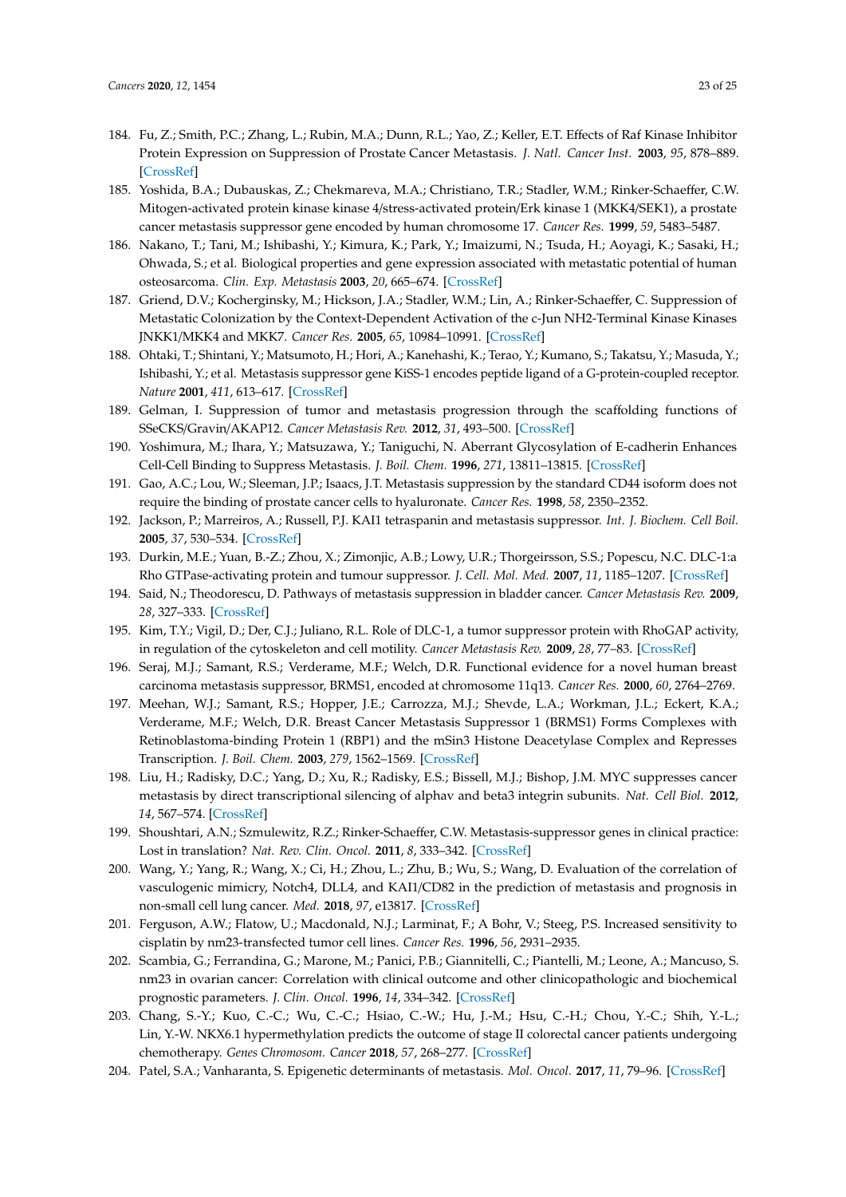184. Fu, Z.; Smith, P.C.; Zhang, L.; Rubin, M.A.; Dunn, R.L.; Yao, Z.; Keller, E.T. Effects of Raf Kinase Inhibitor Protein Expression on Suppression of Prostate Cancer Metastasis. *J. Natl. Cancer Inst.* **2003**, *95*, 878–889. [CrossRef]
185. Yoshida, B.A.; Dubauskas, Z.; Chekmareva, M.A.; Christiano, T.R.; Stadler, W.M.; Rinker-Schaeffer, C.W. Mitogen-activated protein kinase kinase 4/stress-activated protein/Erk kinase 1 (MKK4/SEK1), a prostate cancer metastasis suppressor gene encoded by human chromosome 17. *Cancer Res.* **1999**, *59*, 5483–5487.
186. Nakano, T.; Tani, M.; Ishibashi, Y.; Kimura, K.; Park, Y.; Imaizumi, N.; Tsuda, H.; Aoyagi, K.; Sasaki, H.; Ohwada, S.; et al. Biological properties and gene expression associated with metastatic potential of human osteosarcoma. *Clin. Exp. Metastasis* **2003**, *20*, 665–674. [CrossRef]
187. Griend, D.V.; Kocherginsky, M.; Hickson, J.A.; Stadler, W.M.; Lin, A.; Rinker-Schaeffer, C. Suppression of Metastatic Colonization by the Context-Dependent Activation of the c-Jun NH2-Terminal Kinase Kinases JNKK1/MKK4 and MKK7. *Cancer Res.* **2005**, *65*, 10984–10991. [CrossRef]
188. Ohtaki, T.; Shintani, Y.; Matsumoto, H.; Hori, A.; Kanehashi, K.; Terao, Y.; Kumano, S.; Takatsu, Y.; Masuda, Y.; Ishibashi, Y.; et al. Metastasis suppressor gene KiSS-1 encodes peptide ligand of a G-protein-coupled receptor. *Nature* **2001**, *411*, 613–617. [CrossRef]
189. Gelman, I. Suppression of tumor and metastasis progression through the scaffolding functions of SSeCKS/Gravin/AKAP12. *Cancer Metastasis Rev.* **2012**, *31*, 493–500. [CrossRef]
190. Yoshimura, M.; Ihara, Y.; Matsuzawa, Y.; Taniguchi, N. Aberrant Glycosylation of E-cadherin Enhances Cell-Cell Binding to Suppress Metastasis. *J. Boil. Chem.* **1996**, *271*, 13811–13815. [CrossRef]
191. Gao, A.C.; Lou, W.; Sleeman, J.P.; Isaacs, J.T. Metastasis suppression by the standard CD44 isoform does not require the binding of prostate cancer cells to hyaluronate. *Cancer Res.* **1998**, *58*, 2350–2352.
192. Jackson, P.; Marreiros, A.; Russell, P.J. KAI1 tetraspanin and metastasis suppressor. *Int. J. Biochem. Cell Boil.* **2005**, *37*, 530–534. [CrossRef]
193. Durkin, M.E.; Yuan, B.-Z.; Zhou, X.; Zimonjic, A.B.; Lowy, U.R.; Thorgeirsson, S.S.; Popescu, N.C. DLC-1:a Rho GTPase-activating protein and tumour suppressor. *J. Cell. Mol. Med.* **2007**, *11*, 1185–1207. [CrossRef]
194. Said, N.; Theodorescu, D. Pathways of metastasis suppression in bladder cancer. *Cancer Metastasis Rev.* **2009**, *28*, 327–333. [CrossRef]
195. Kim, T.Y.; Vigil, D.; Der, C.J.; Juliano, R.L. Role of DLC-1, a tumor suppressor protein with RhoGAP activity, in regulation of the cytoskeleton and cell motility. *Cancer Metastasis Rev.* **2009**, *28*, 77–83. [CrossRef]
196. Seraj, M.J.; Samant, R.S.; Verderame, M.F.; Welch, D.R. Functional evidence for a novel human breast carcinoma metastasis suppressor, BRMS1, encoded at chromosome 11q13. *Cancer Res.* **2000**, *60*, 2764–2769.
197. Meehan, W.J.; Samant, R.S.; Hopper, J.E.; Carrozza, M.J.; Shevde, L.A.; Workman, J.L.; Eckert, K.A.; Verderame, M.F.; Welch, D.R. Breast Cancer Metastasis Suppressor 1 (BRMS1) Forms Complexes with Retinoblastoma-binding Protein 1 (RBP1) and the mSin3 Histone Deacetylase Complex and Represses Transcription. *J. Boil. Chem.* **2003**, *279*, 1562–1569. [CrossRef]
198. Liu, H.; Radisky, D.C.; Yang, D.; Xu, R.; Radisky, E.S.; Bissell, M.J.; Bishop, J.M. MYC suppresses cancer metastasis by direct transcriptional silencing of alphav and beta3 integrin subunits. *Nat. Cell Biol.* **2012**, *14*, 567–574. [CrossRef]
199. Shoushtari, A.N.; Szmulewitz, R.Z.; Rinker-Schaeffer, C.W. Metastasis-suppressor genes in clinical practice: Lost in translation? *Nat. Rev. Clin. Oncol.* **2011**, *8*, 333–342. [CrossRef]
200. Wang, Y.; Yang, R.; Wang, X.; Ci, H.; Zhou, L.; Zhu, B.; Wu, S.; Wang, D. Evaluation of the correlation of vasculogenic mimicry, Notch4, DLL4, and KAI1/CD82 in the prediction of metastasis and prognosis in non-small cell lung cancer. *Med.* **2018**, *97*, e13817. [CrossRef]
201. Ferguson, A.W.; Flatow, U.; Macdonald, N.J.; Larminat, F.; A Bohr, V.; Steeg, P.S. Increased sensitivity to cisplatin by nm23-transfected tumor cell lines. *Cancer Res.* **1996**, *56*, 2931–2935.
202. Scambia, G.; Ferrandina, G.; Marone, M.; Panici, P.B.; Giannitelli, C.; Piantelli, M.; Leone, A.; Mancuso, S. nm23 in ovarian cancer: Correlation with clinical outcome and other clinicopathologic and biochemical prognostic parameters. *J. Clin. Oncol.* **1996**, *14*, 334–342. [CrossRef]
203. Chang, S.-Y.; Kuo, C.-C.; Wu, C.-C.; Hsiao, C.-W.; Hu, J.-M.; Hsu, C.-H.; Chou, Y.-C.; Shih, Y.-L.; Lin, Y.-W. NKX6.1 hypermethylation predicts the outcome of stage II colorectal cancer patients undergoing chemotherapy. *Genes Chromosom. Cancer* **2018**, *57*, 268–277. [CrossRef]
204. Patel, S.A.; Vanharanta, S. Epigenetic determinants of metastasis. *Mol. Oncol.* **2017**, *11*, 79–96. [CrossRef]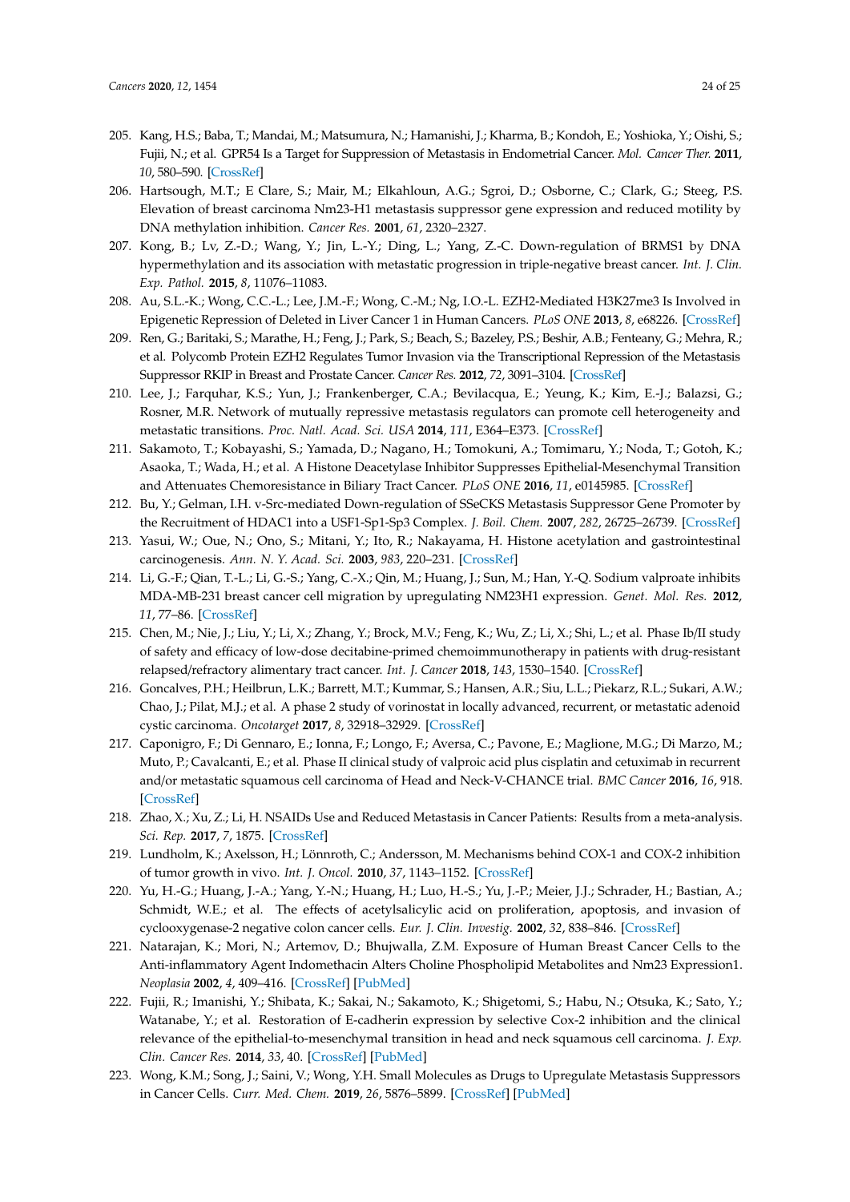205. Kang, H.S.; Baba, T.; Mandai, M.; Matsumura, N.; Hamanishi, J.; Kharma, B.; Kondoh, E.; Yoshioka, Y.; Oishi, S.; Fujii, N.; et al. GPR54 Is a Target for Suppression of Metastasis in Endometrial Cancer. *Mol. Cancer Ther.* **2011**, *10*, 580–590. [CrossRef]
206. Hartsough, M.T.; E Clare, S.; Mair, M.; Elkahloun, A.G.; Sgroi, D.; Osborne, C.; Clark, G.; Steeg, P.S. Elevation of breast carcinoma Nm23-H1 metastasis suppressor gene expression and reduced motility by DNA methylation inhibition. *Cancer Res.* **2001**, *61*, 2320–2327.
207. Kong, B.; Lv, Z.-D.; Wang, Y.; Jin, L.-Y.; Ding, L.; Yang, Z.-C. Down-regulation of BRMS1 by DNA hypermethylation and its association with metastatic progression in triple-negative breast cancer. *Int. J. Clin. Exp. Pathol.* **2015**, *8*, 11076–11083.
208. Au, S.L.-K.; Wong, C.C.-L.; Lee, J.M.-F.; Wong, C.-M.; Ng, I.O.-L. EZH2-Mediated H3K27me3 Is Involved in Epigenetic Repression of Deleted in Liver Cancer 1 in Human Cancers. *PLoS ONE* **2013**, *8*, e68226. [CrossRef]
209. Ren, G.; Baritaki, S.; Marathe, H.; Feng, J.; Park, S.; Beach, S.; Bazeley, P.S.; Beshir, A.B.; Fenteany, G.; Mehra, R.; et al. Polycomb Protein EZH2 Regulates Tumor Invasion via the Transcriptional Repression of the Metastasis Suppressor RKIP in Breast and Prostate Cancer. *Cancer Res.* **2012**, *72*, 3091–3104. [CrossRef]
210. Lee, J.; Farquhar, K.S.; Yun, J.; Frankenberger, C.A.; Bevilacqua, E.; Yeung, K.; Kim, E.-J.; Balazsi, G.; Rosner, M.R. Network of mutually repressive metastasis regulators can promote cell heterogeneity and metastatic transitions. *Proc. Natl. Acad. Sci. USA* **2014**, *111*, E364–E373. [CrossRef]
211. Sakamoto, T.; Kobayashi, S.; Yamada, D.; Nagano, H.; Tomokuni, A.; Tomimaru, Y.; Noda, T.; Gotoh, K.; Asaoka, T.; Wada, H.; et al. A Histone Deacetylase Inhibitor Suppresses Epithelial-Mesenchymal Transition and Attenuates Chemoresistance in Biliary Tract Cancer. *PLoS ONE* **2016**, *11*, e0145985. [CrossRef]
212. Bu, Y.; Gelman, I.H. v-Src-mediated Down-regulation of SSeCKS Metastasis Suppressor Gene Promoter by the Recruitment of HDAC1 into a USF1-Sp1-Sp3 Complex. *J. Boil. Chem.* **2007**, *282*, 26725–26739. [CrossRef]
213. Yasui, W.; Oue, N.; Ono, S.; Mitani, Y.; Ito, R.; Nakayama, H. Histone acetylation and gastrointestinal carcinogenesis. *Ann. N. Y. Acad. Sci.* **2003**, *983*, 220–231. [CrossRef]
214. Li, G.-F.; Qian, T.-L.; Li, G.-S.; Yang, C.-X.; Qin, M.; Huang, J.; Sun, M.; Han, Y.-Q. Sodium valproate inhibits MDA-MB-231 breast cancer cell migration by upregulating NM23H1 expression. *Genet. Mol. Res.* **2012**, *11*, 77–86. [CrossRef]
215. Chen, M.; Nie, J.; Liu, Y.; Li, X.; Zhang, Y.; Brock, M.V.; Feng, K.; Wu, Z.; Li, X.; Shi, L.; et al. Phase Ib/II study of safety and efficacy of low-dose decitabine-primed chemoimmunotherapy in patients with drug-resistant relapsed/refractory alimentary tract cancer. *Int. J. Cancer* **2018**, *143*, 1530–1540. [CrossRef]
216. Goncalves, P.H.; Heilbrun, L.K.; Barrett, M.T.; Kummar, S.; Hansen, A.R.; Siu, L.L.; Piekarz, R.L.; Sukari, A.W.; Chao, J.; Pilat, M.J.; et al. A phase 2 study of vorinostat in locally advanced, recurrent, or metastatic adenoid cystic carcinoma. *Oncotarget* **2017**, *8*, 32918–32929. [CrossRef]
217. Caponigro, F.; Di Gennaro, E.; Ionna, F.; Longo, F.; Aversa, C.; Pavone, E.; Maglione, M.G.; Di Marzo, M.; Muto, P.; Cavalcanti, E.; et al. Phase II clinical study of valproic acid plus cisplatin and cetuximab in recurrent and/or metastatic squamous cell carcinoma of Head and Neck-V-CHANCE trial. *BMC Cancer* **2016**, *16*, 918. [CrossRef]
218. Zhao, X.; Xu, Z.; Li, H. NSAIDs Use and Reduced Metastasis in Cancer Patients: Results from a meta-analysis. *Sci. Rep.* **2017**, *7*, 1875. [CrossRef]
219. Lundholm, K.; Axelsson, H.; Lönnroth, C.; Andersson, M. Mechanisms behind COX-1 and COX-2 inhibition of tumor growth in vivo. *Int. J. Oncol.* **2010**, *37*, 1143–1152. [CrossRef]
220. Yu, H.-G.; Huang, J.-A.; Yang, Y.-N.; Huang, H.; Luo, H.-S.; Yu, J.-P.; Meier, J.J.; Schrader, H.; Bastian, A.; Schmidt, W.E.; et al. The effects of acetylsalicylic acid on proliferation, apoptosis, and invasion of cyclooxygenase-2 negative colon cancer cells. *Eur. J. Clin. Investig.* **2002**, *32*, 838–846. [CrossRef]
221. Natarajan, K.; Mori, N.; Artemov, D.; Bhujwalla, Z.M. Exposure of Human Breast Cancer Cells to the Anti-inflammatory Agent Indomethacin Alters Choline Phospholipid Metabolites and Nm23 Expression1. *Neoplasia* **2002**, *4*, 409–416. [CrossRef] [PubMed]
222. Fujii, R.; Imanishi, Y.; Shibata, K.; Sakai, N.; Sakamoto, K.; Shigetomi, S.; Habu, N.; Otsuka, K.; Sato, Y.; Watanabe, Y.; et al. Restoration of E-cadherin expression by selective Cox-2 inhibition and the clinical relevance of the epithelial-to-mesenchymal transition in head and neck squamous cell carcinoma. *J. Exp. Clin. Cancer Res.* **2014**, *33*, 40. [CrossRef] [PubMed]
223. Wong, K.M.; Song, J.; Saini, V.; Wong, Y.H. Small Molecules as Drugs to Upregulate Metastasis Suppressors in Cancer Cells. *Curr. Med. Chem.* **2019**, *26*, 5876–5899. [CrossRef] [PubMed]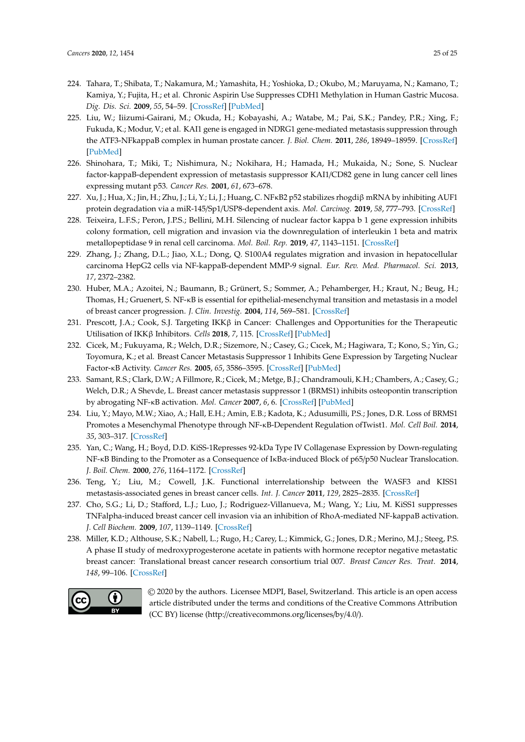224. Tahara, T.; Shibata, T.; Nakamura, M.; Yamashita, H.; Yoshioka, D.; Okubo, M.; Maruyama, N.; Kamano, T.; Kamiya, Y.; Fujita, H.; et al. Chronic Aspirin Use Suppresses CDH1 Methylation in Human Gastric Mucosa. *Dig. Dis. Sci.* **2009**, *55*, 54–59. [CrossRef] [PubMed]
225. Liu, W.; Iiizumi-Gairani, M.; Okuda, H.; Kobayashi, A.; Watabe, M.; Pai, S.K.; Pandey, P.R.; Xing, F.; Fukuda, K.; Modur, V.; et al. KAI1 gene is engaged in NDRG1 gene-mediated metastasis suppression through the ATF3-NFkappaB complex in human prostate cancer. *J. Biol. Chem.* **2011**, *286*, 18949–18959. [CrossRef] [PubMed]
226. Shinohara, T.; Miki, T.; Nishimura, N.; Nokihara, H.; Hamada, H.; Mukaida, N.; Sone, S. Nuclear factor-kappaB-dependent expression of metastasis suppressor KAI1/CD82 gene in lung cancer cell lines expressing mutant p53. *Cancer Res.* **2001**, *61*, 673–678.
227. Xu, J.; Hua, X.; Jin, H.; Zhu, J.; Li, Y.; Li, J.; Huang, C. NFκB2 p52 stabilizes rhogdiβ mRNA by inhibiting AUF1 protein degradation via a miR-145/Sp1/USP8-dependent axis. *Mol. Carcinog.* **2019**, *58*, 777–793. [CrossRef]
228. Teixeira, L.F.S.; Peron, J.P.S.; Bellini, M.H. Silencing of nuclear factor kappa b 1 gene expression inhibits colony formation, cell migration and invasion via the downregulation of interleukin 1 beta and matrix metallopeptidase 9 in renal cell carcinoma. *Mol. Boil. Rep.* **2019**, *47*, 1143–1151. [CrossRef]
229. Zhang, J.; Zhang, D.L.; Jiao, X.L.; Dong, Q. S100A4 regulates migration and invasion in hepatocellular carcinoma HepG2 cells via NF-kappaB-dependent MMP-9 signal. *Eur. Rev. Med. Pharmacol. Sci.* **2013**, *17*, 2372–2382.
230. Huber, M.A.; Azoitei, N.; Baumann, B.; Grünert, S.; Sommer, A.; Pehamberger, H.; Kraut, N.; Beug, H.; Thomas, H.; Gruenert, S. NF-κB is essential for epithelial-mesenchymal transition and metastasis in a model of breast cancer progression. *J. Clin. Investig.* **2004**, *114*, 569–581. [CrossRef]
231. Prescott, J.A.; Cook, S.J. Targeting IKKβ in Cancer: Challenges and Opportunities for the Therapeutic Utilisation of IKKβ Inhibitors. *Cells* **2018**, *7*, 115. [CrossRef] [PubMed]
232. Cicek, M.; Fukuyama, R.; Welch, D.R.; Sizemore, N.; Casey, G.; Cıcek, M.; Hagiwara, T.; Kono, S.; Yin, G.; Toyomura, K.; et al. Breast Cancer Metastasis Suppressor 1 Inhibits Gene Expression by Targeting Nuclear Factor-κB Activity. *Cancer Res.* **2005**, *65*, 3586–3595. [CrossRef] [PubMed]
233. Samant, R.S.; Clark, D.W.; A Fillmore, R.; Cicek, M.; Metge, B.J.; Chandramouli, K.H.; Chambers, A.; Casey, G.; Welch, D.R.; A Shevde, L. Breast cancer metastasis suppressor 1 (BRMS1) inhibits osteopontin transcription by abrogating NF-κB activation. *Mol. Cancer* **2007**, *6*, 6. [CrossRef] [PubMed]
234. Liu, Y.; Mayo, M.W.; Xiao, A.; Hall, E.H.; Amin, E.B.; Kadota, K.; Adusumilli, P.S.; Jones, D.R. Loss of BRMS1 Promotes a Mesenchymal Phenotype through NF-κB-Dependent Regulation ofTwist1. *Mol. Cell Boil.* **2014**, *35*, 303–317. [CrossRef]
235. Yan, C.; Wang, H.; Boyd, D.D. KiSS-1Represses 92-kDa Type IV Collagenase Expression by Down-regulating NF-κB Binding to the Promoter as a Consequence of IκBα-induced Block of p65/p50 Nuclear Translocation. *J. Boil. Chem.* **2000**, *276*, 1164–1172. [CrossRef]
236. Teng, Y.; Liu, M.; Cowell, J.K. Functional interrelationship between the WASF3 and KISS1 metastasis-associated genes in breast cancer cells. *Int. J. Cancer* **2011**, *129*, 2825–2835. [CrossRef]
237. Cho, S.G.; Li, D.; Stafford, L.J.; Luo, J.; Rodriguez-Villanueva, M.; Wang, Y.; Liu, M. KiSS1 suppresses TNFalpha-induced breast cancer cell invasion via an inhibition of RhoA-mediated NF-kappaB activation. *J. Cell Biochem.* **2009**, *107*, 1139–1149. [CrossRef]
238. Miller, K.D.; Althouse, S.K.; Nabell, L.; Rugo, H.; Carey, L.; Kimmick, G.; Jones, D.R.; Merino, M.J.; Steeg, P.S. A phase II study of medroxyprogesterone acetate in patients with hormone receptor negative metastatic breast cancer: Translational breast cancer research consortium trial 007. *Breast Cancer Res. Treat.* **2014**, *148*, 99–106. [CrossRef]

© 2020 by the authors. Licensee MDPI, Basel, Switzerland. This article is an open access article distributed under the terms and conditions of the Creative Commons Attribution (CC BY) license (http://creativecommons.org/licenses/by/4.0/).